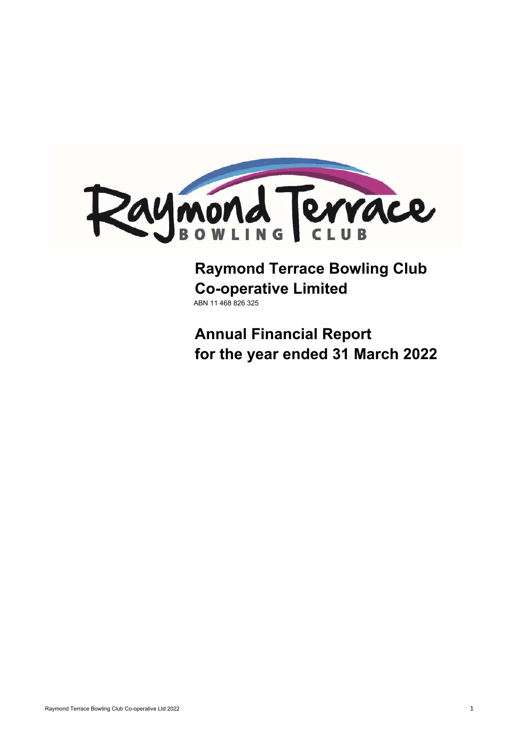# Raymond Terrace Bowling Club Co-operative Limited

ABN 11 468 826 325

## Annual Financial Report for the year ended 31 March 2022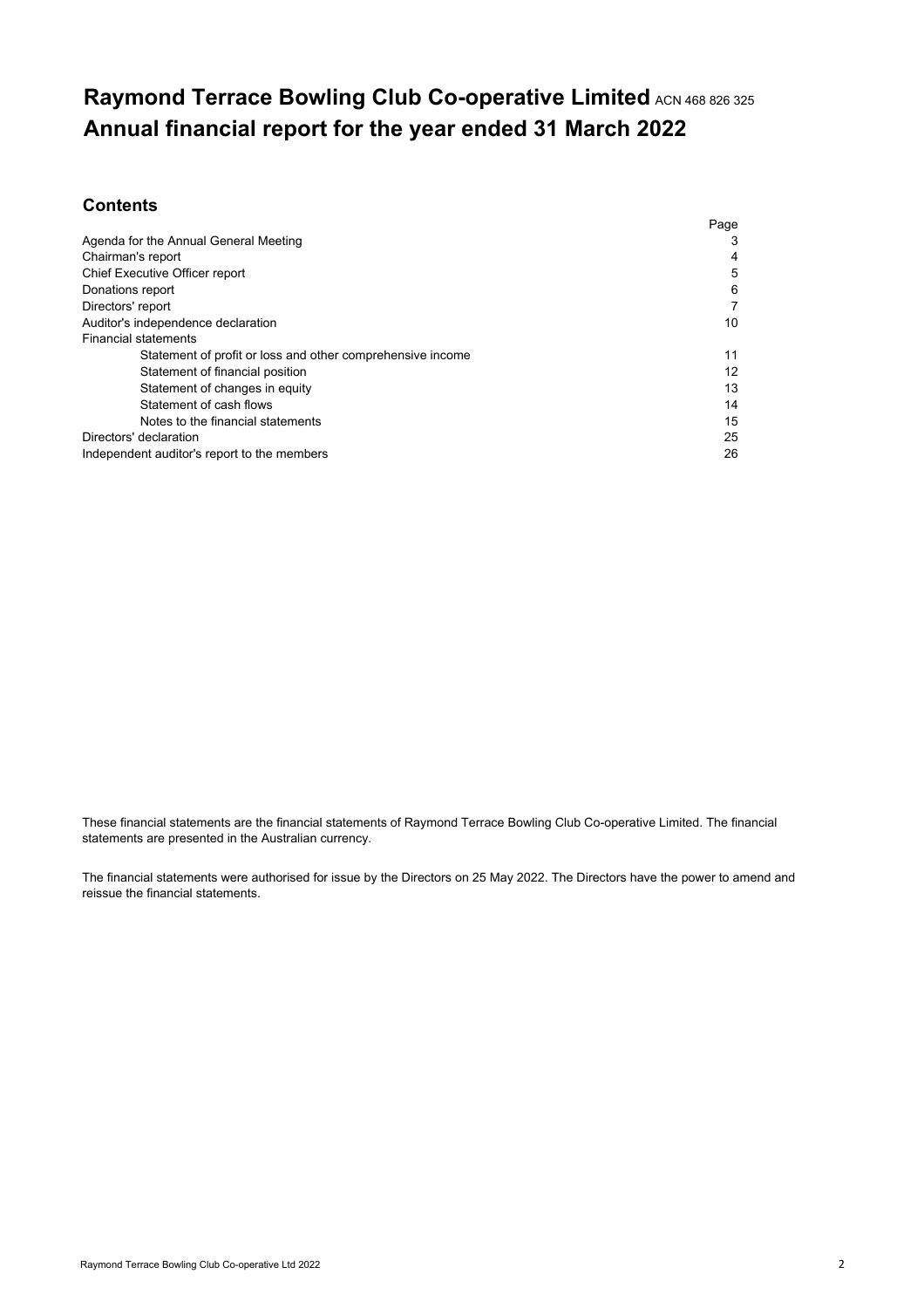# Raymond Terrace Bowling Club Co-operative Limited ACN 468 826 325
# Annual financial report for the year ended 31 March 2022

## Contents

| | Page |
|---|---|
| Agenda for the Annual General Meeting | 3 |
| Chairman's report | 4 |
| Chief Executive Officer report | 5 |
| Donations report | 6 |
| Directors' report | 7 |
| Auditor's independence declaration | 10 |
| Financial statements | |
| Statement of profit or loss and other comprehensive income | 11 |
| Statement of financial position | 12 |
| Statement of changes in equity | 13 |
| Statement of cash flows | 14 |
| Notes to the financial statements | 15 |
| Directors' declaration | 25 |
| Independent auditor's report to the members | 26 |

These financial statements are the financial statements of Raymond Terrace Bowling Club Co-operative Limited. The financial statements are presented in the Australian currency.

The financial statements were authorised for issue by the Directors on 25 May 2022. The Directors have the power to amend and reissue the financial statements.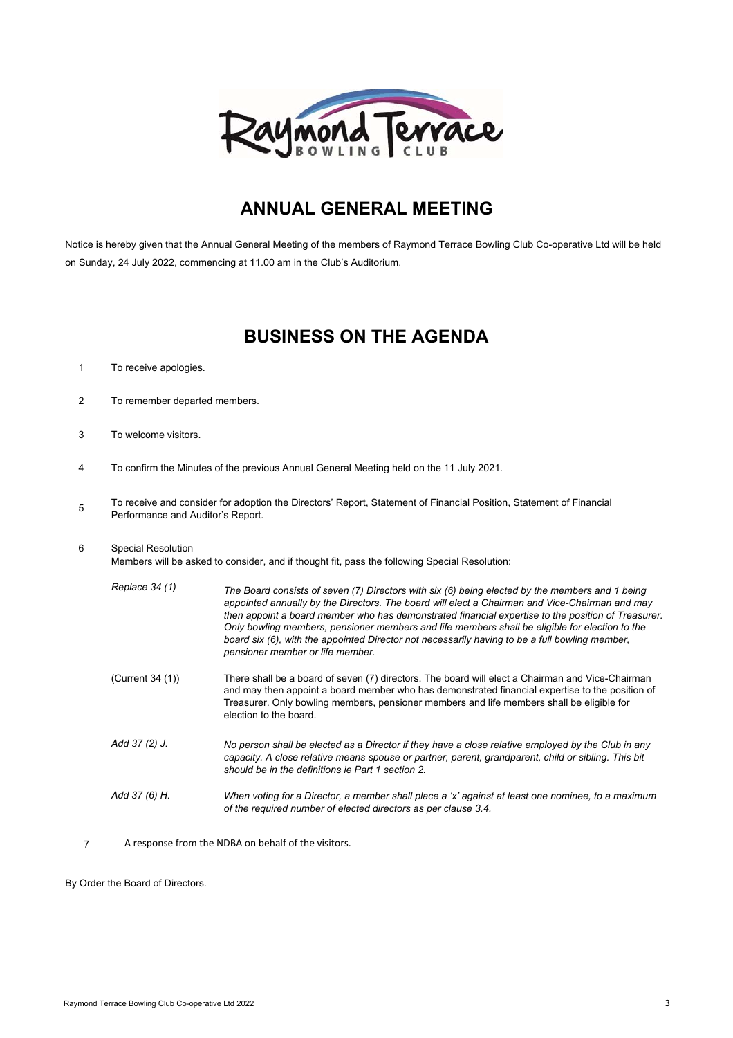# ANNUAL GENERAL MEETING

Notice is hereby given that the Annual General Meeting of the members of Raymond Terrace Bowling Club Co-operative Ltd will be held on Sunday, 24 July 2022, commencing at 11.00 am in the Club's Auditorium.

# BUSINESS ON THE AGENDA

1. To receive apologies.

2. To remember departed members.

3. To welcome visitors.

4. To confirm the Minutes of the previous Annual General Meeting held on the 11 July 2021.

5. To receive and consider for adoption the Directors' Report, Statement of Financial Position, Statement of Financial Performance and Auditor's Report.

6. Special Resolution
   Members will be asked to consider, and if thought fit, pass the following Special Resolution:

   *Replace 34 (1)* — *The Board consists of seven (7) Directors with six (6) being elected by the members and 1 being appointed annually by the Directors. The board will elect a Chairman and Vice-Chairman and may then appoint a board member who has demonstrated financial expertise to the position of Treasurer. Only bowling members, pensioner members and life members shall be eligible for election to the board six (6), with the appointed Director not necessarily having to be a full bowling member, pensioner member or life member.*

   (Current 34 (1)) — There shall be a board of seven (7) directors. The board will elect a Chairman and Vice-Chairman and may then appoint a board member who has demonstrated financial expertise to the position of Treasurer. Only bowling members, pensioner members and life members shall be eligible for election to the board.

   *Add 37 (2) J.* — *No person shall be elected as a Director if they have a close relative employed by the Club in any capacity. A close relative means spouse or partner, parent, grandparent, child or sibling. This bit should be in the definitions ie Part 1 section 2.*

   *Add 37 (6) H.* — *When voting for a Director, a member shall place a 'x' against at least one nominee, to a maximum of the required number of elected directors as per clause 3.4.*

7. A response from the NDBA on behalf of the visitors.

By Order the Board of Directors.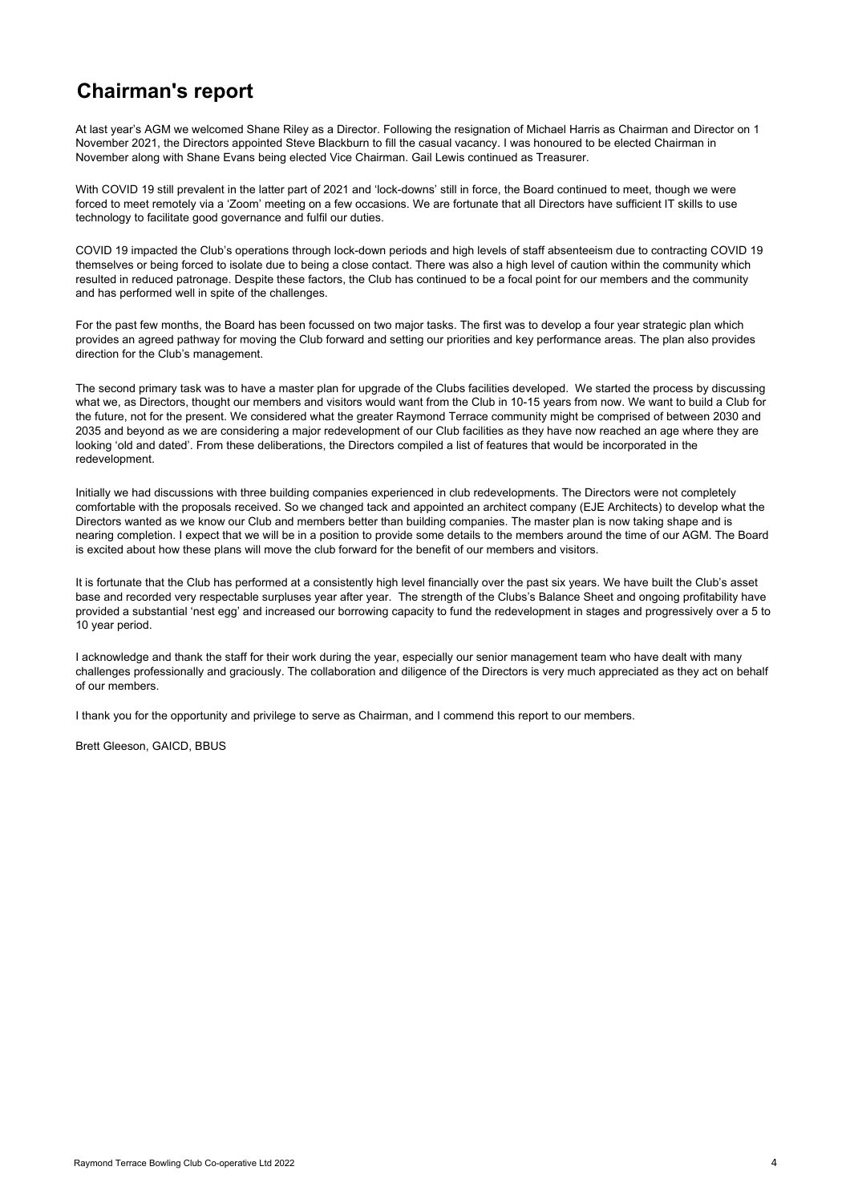# Chairman's report

At last year's AGM we welcomed Shane Riley as a Director. Following the resignation of Michael Harris as Chairman and Director on 1 November 2021, the Directors appointed Steve Blackburn to fill the casual vacancy. I was honoured to be elected Chairman in November along with Shane Evans being elected Vice Chairman. Gail Lewis continued as Treasurer.

With COVID 19 still prevalent in the latter part of 2021 and 'lock-downs' still in force, the Board continued to meet, though we were forced to meet remotely via a 'Zoom' meeting on a few occasions. We are fortunate that all Directors have sufficient IT skills to use technology to facilitate good governance and fulfil our duties.

COVID 19 impacted the Club's operations through lock-down periods and high levels of staff absenteeism due to contracting COVID 19 themselves or being forced to isolate due to being a close contact. There was also a high level of caution within the community which resulted in reduced patronage. Despite these factors, the Club has continued to be a focal point for our members and the community and has performed well in spite of the challenges.

For the past few months, the Board has been focussed on two major tasks. The first was to develop a four year strategic plan which provides an agreed pathway for moving the Club forward and setting our priorities and key performance areas. The plan also provides direction for the Club's management.

The second primary task was to have a master plan for upgrade of the Clubs facilities developed. We started the process by discussing what we, as Directors, thought our members and visitors would want from the Club in 10-15 years from now. We want to build a Club for the future, not for the present. We considered what the greater Raymond Terrace community might be comprised of between 2030 and 2035 and beyond as we are considering a major redevelopment of our Club facilities as they have now reached an age where they are looking 'old and dated'. From these deliberations, the Directors compiled a list of features that would be incorporated in the redevelopment.

Initially we had discussions with three building companies experienced in club redevelopments. The Directors were not completely comfortable with the proposals received. So we changed tack and appointed an architect company (EJE Architects) to develop what the Directors wanted as we know our Club and members better than building companies. The master plan is now taking shape and is nearing completion. I expect that we will be in a position to provide some details to the members around the time of our AGM. The Board is excited about how these plans will move the club forward for the benefit of our members and visitors.

It is fortunate that the Club has performed at a consistently high level financially over the past six years. We have built the Club's asset base and recorded very respectable surpluses year after year. The strength of the Clubs's Balance Sheet and ongoing profitability have provided a substantial 'nest egg' and increased our borrowing capacity to fund the redevelopment in stages and progressively over a 5 to 10 year period.

I acknowledge and thank the staff for their work during the year, especially our senior management team who have dealt with many challenges professionally and graciously. The collaboration and diligence of the Directors is very much appreciated as they act on behalf of our members.

I thank you for the opportunity and privilege to serve as Chairman, and I commend this report to our members.

Brett Gleeson, GAICD, BBUS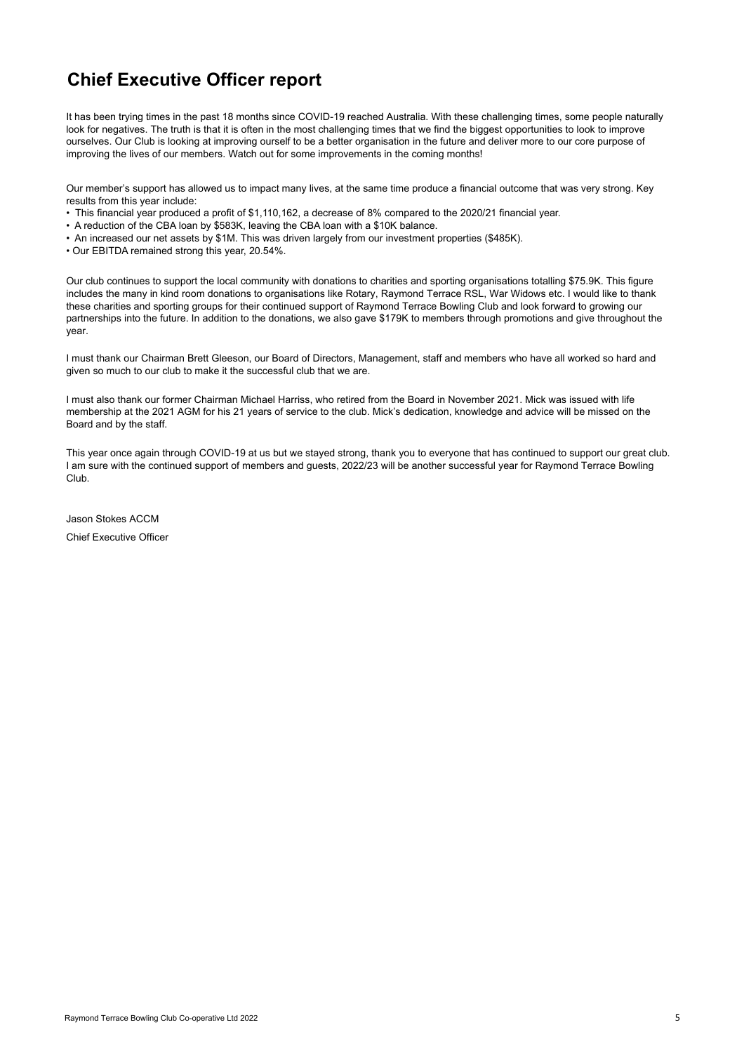# Chief Executive Officer report

It has been trying times in the past 18 months since COVID-19 reached Australia. With these challenging times, some people naturally look for negatives. The truth is that it is often in the most challenging times that we find the biggest opportunities to look to improve ourselves. Our Club is looking at improving ourself to be a better organisation in the future and deliver more to our core purpose of improving the lives of our members. Watch out for some improvements in the coming months!

Our member's support has allowed us to impact many lives, at the same time produce a financial outcome that was very strong. Key results from this year include:

- This financial year produced a profit of $1,110,162, a decrease of 8% compared to the 2020/21 financial year.
- A reduction of the CBA loan by $583K, leaving the CBA loan with a $10K balance.
- An increased our net assets by $1M. This was driven largely from our investment properties ($485K).
- Our EBITDA remained strong this year, 20.54%.

Our club continues to support the local community with donations to charities and sporting organisations totalling $75.9K. This figure includes the many in kind room donations to organisations like Rotary, Raymond Terrace RSL, War Widows etc. I would like to thank these charities and sporting groups for their continued support of Raymond Terrace Bowling Club and look forward to growing our partnerships into the future. In addition to the donations, we also gave $179K to members through promotions and give throughout the year.

I must thank our Chairman Brett Gleeson, our Board of Directors, Management, staff and members who have all worked so hard and given so much to our club to make it the successful club that we are.

I must also thank our former Chairman Michael Harriss, who retired from the Board in November 2021. Mick was issued with life membership at the 2021 AGM for his 21 years of service to the club. Mick's dedication, knowledge and advice will be missed on the Board and by the staff.

This year once again through COVID-19 at us but we stayed strong, thank you to everyone that has continued to support our great club. I am sure with the continued support of members and guests, 2022/23 will be another successful year for Raymond Terrace Bowling Club.

Jason Stokes ACCM

Chief Executive Officer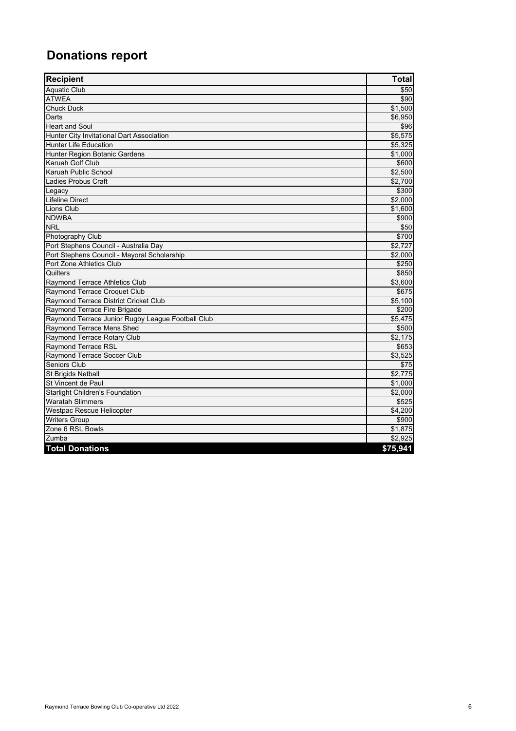# Donations report

| Recipient | Total |
|---|---|
| Aquatic Club | $50 |
| ATWEA | $90 |
| Chuck Duck | $1,500 |
| Darts | $6,950 |
| Heart and Soul | $96 |
| Hunter City Invitational Dart Association | $5,575 |
| Hunter Life Education | $5,325 |
| Hunter Region Botanic Gardens | $1,000 |
| Karuah Golf Club | $600 |
| Karuah Public School | $2,500 |
| Ladies Probus Craft | $2,700 |
| Legacy | $300 |
| Lifeline Direct | $2,000 |
| Lions Club | $1,600 |
| NDWBA | $900 |
| NRL | $50 |
| Photography Club | $700 |
| Port Stephens Council - Australia Day | $2,727 |
| Port Stephens Council - Mayoral Scholarship | $2,000 |
| Port Zone Athletics Club | $250 |
| Quilters | $850 |
| Raymond Terrace Athletics Club | $3,600 |
| Raymond Terrace Croquet Club | $675 |
| Raymond Terrace District Cricket Club | $5,100 |
| Raymond Terrace Fire Brigade | $200 |
| Raymond Terrace Junior Rugby League Football Club | $5,475 |
| Raymond Terrace Mens Shed | $500 |
| Raymond Terrace Rotary Club | $2,175 |
| Raymond Terrace RSL | $653 |
| Raymond Terrace Soccer Club | $3,525 |
| Seniors Club | $75 |
| St Brigids Netball | $2,775 |
| St Vincent de Paul | $1,000 |
| Starlight Children's Foundation | $2,000 |
| Waratah Slimmers | $525 |
| Westpac Rescue Helicopter | $4,200 |
| Writers Group | $900 |
| Zone 6 RSL Bowls | $1,875 |
| Zumba | $2,925 |
| **Total Donations** | **$75,941** |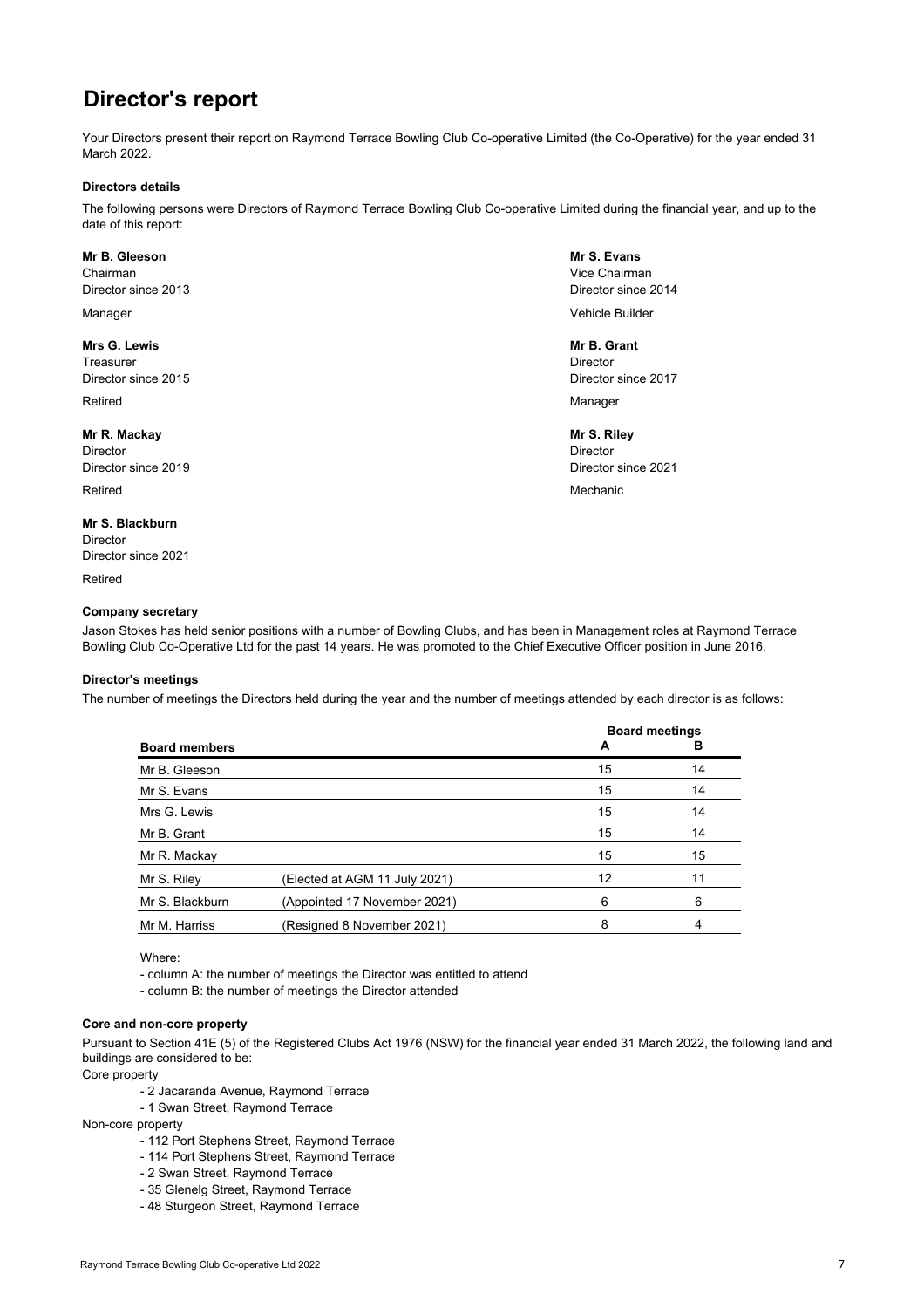# Director's report

Your Directors present their report on Raymond Terrace Bowling Club Co-operative Limited (the Co-Operative) for the year ended 31 March 2022.

### Directors details

The following persons were Directors of Raymond Terrace Bowling Club Co-operative Limited during the financial year, and up to the date of this report:

**Mr B. Gleeson**
Chairman
Director since 2013

Manager

**Mr S. Evans**
Vice Chairman
Director since 2014

Vehicle Builder

**Mrs G. Lewis**
Treasurer
Director since 2015

Retired

**Mr B. Grant**
Director
Director since 2017

Manager

**Mr R. Mackay**
Director
Director since 2019

Retired

**Mr S. Riley**
Director
Director since 2021

Mechanic

**Mr S. Blackburn**
Director
Director since 2021

Retired

### Company secretary

Jason Stokes has held senior positions with a number of Bowling Clubs, and has been in Management roles at Raymond Terrace Bowling Club Co-Operative Ltd for the past 14 years. He was promoted to the Chief Executive Officer position in June 2016.

### Director's meetings

The number of meetings the Directors held during the year and the number of meetings attended by each director is as follows:

| | | Board meetings | |
|---|---|---|---|
| **Board members** | | **A** | **B** |
| Mr B. Gleeson | | 15 | 14 |
| Mr S. Evans | | 15 | 14 |
| Mrs G. Lewis | | 15 | 14 |
| Mr B. Grant | | 15 | 14 |
| Mr R. Mackay | | 15 | 15 |
| Mr S. Riley | (Elected at AGM 11 July 2021) | 12 | 11 |
| Mr S. Blackburn | (Appointed 17 November 2021) | 6 | 6 |
| Mr M. Harriss | (Resigned 8 November 2021) | 8 | 4 |

Where:

- column A: the number of meetings the Director was entitled to attend
- column B: the number of meetings the Director attended

### Core and non-core property

Pursuant to Section 41E (5) of the Registered Clubs Act 1976 (NSW) for the financial year ended 31 March 2022, the following land and buildings are considered to be:

Core property

- 2 Jacaranda Avenue, Raymond Terrace
- 1 Swan Street, Raymond Terrace

Non-core property

- 112 Port Stephens Street, Raymond Terrace
- 114 Port Stephens Street, Raymond Terrace
- 2 Swan Street, Raymond Terrace
- 35 Glenelg Street, Raymond Terrace
- 48 Sturgeon Street, Raymond Terrace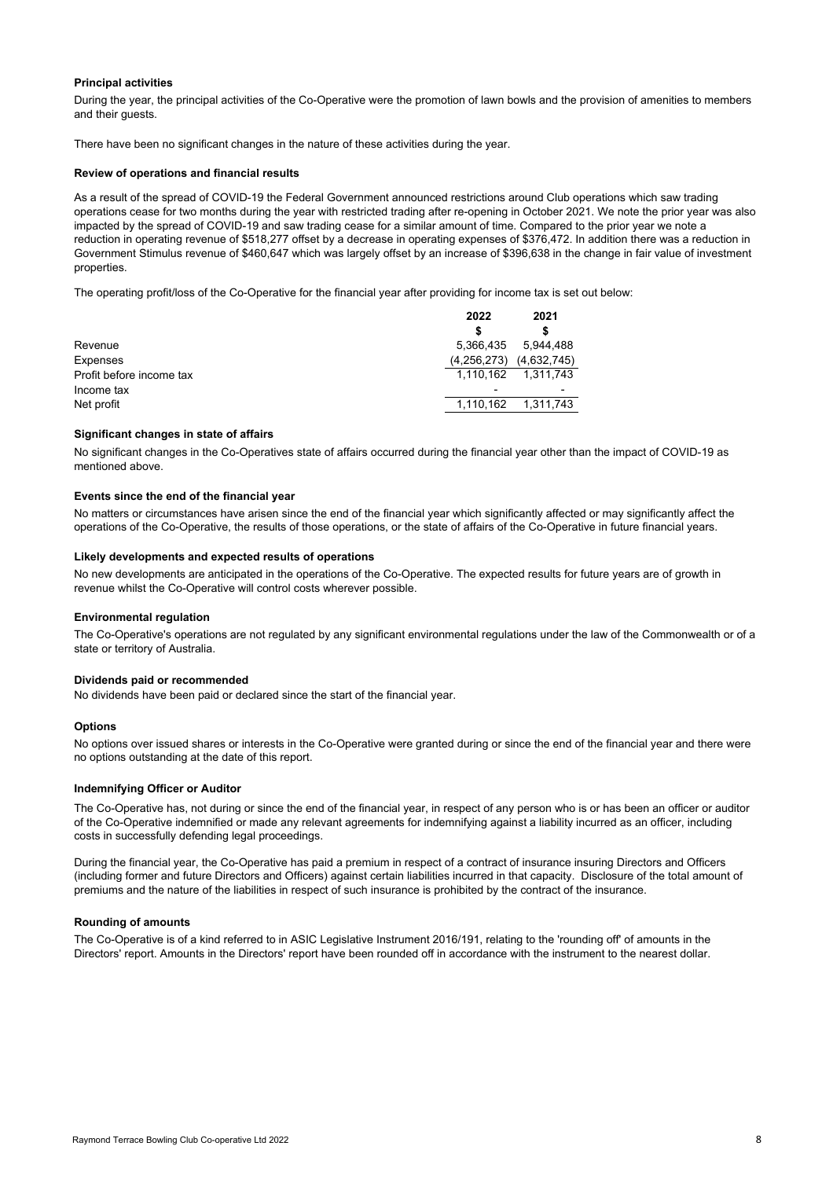**Principal activities**

During the year, the principal activities of the Co-Operative were the promotion of lawn bowls and the provision of amenities to members and their guests.

There have been no significant changes in the nature of these activities during the year.

**Review of operations and financial results**

As a result of the spread of COVID-19 the Federal Government announced restrictions around Club operations which saw trading operations cease for two months during the year with restricted trading after re-opening in October 2021. We note the prior year was also impacted by the spread of COVID-19 and saw trading cease for a similar amount of time. Compared to the prior year we note a reduction in operating revenue of $518,277 offset by a decrease in operating expenses of $376,472. In addition there was a reduction in Government Stimulus revenue of $460,647 which was largely offset by an increase of $396,638 in the change in fair value of investment properties.

The operating profit/loss of the Co-Operative for the financial year after providing for income tax is set out below:

| | 2022 | 2021 |
|---|---|---|
| | $ | $ |
| Revenue | 5,366,435 | 5,944,488 |
| Expenses | (4,256,273) | (4,632,745) |
| Profit before income tax | 1,110,162 | 1,311,743 |
| Income tax | - | - |
| Net profit | 1,110,162 | 1,311,743 |

**Significant changes in state of affairs**

No significant changes in the Co-Operatives state of affairs occurred during the financial year other than the impact of COVID-19 as mentioned above.

**Events since the end of the financial year**

No matters or circumstances have arisen since the end of the financial year which significantly affected or may significantly affect the operations of the Co-Operative, the results of those operations, or the state of affairs of the Co-Operative in future financial years.

**Likely developments and expected results of operations**

No new developments are anticipated in the operations of the Co-Operative. The expected results for future years are of growth in revenue whilst the Co-Operative will control costs wherever possible.

**Environmental regulation**

The Co-Operative's operations are not regulated by any significant environmental regulations under the law of the Commonwealth or of a state or territory of Australia.

**Dividends paid or recommended**

No dividends have been paid or declared since the start of the financial year.

**Options**

No options over issued shares or interests in the Co-Operative were granted during or since the end of the financial year and there were no options outstanding at the date of this report.

**Indemnifying Officer or Auditor**

The Co-Operative has, not during or since the end of the financial year, in respect of any person who is or has been an officer or auditor of the Co-Operative indemnified or made any relevant agreements for indemnifying against a liability incurred as an officer, including costs in successfully defending legal proceedings.

During the financial year, the Co-Operative has paid a premium in respect of a contract of insurance insuring Directors and Officers (including former and future Directors and Officers) against certain liabilities incurred in that capacity. Disclosure of the total amount of premiums and the nature of the liabilities in respect of such insurance is prohibited by the contract of the insurance.

**Rounding of amounts**

The Co-Operative is of a kind referred to in ASIC Legislative Instrument 2016/191, relating to the 'rounding off' of amounts in the Directors' report. Amounts in the Directors' report have been rounded off in accordance with the instrument to the nearest dollar.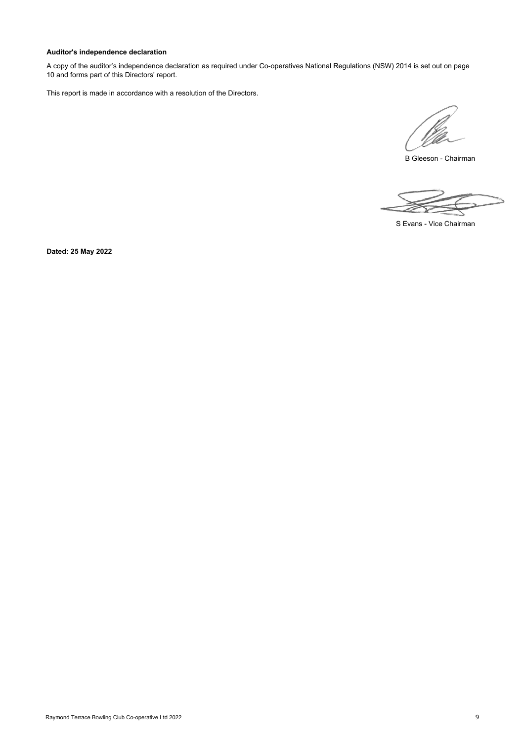**Auditor's independence declaration**

A copy of the auditor's independence declaration as required under Co-operatives National Regulations (NSW) 2014 is set out on page 10 and forms part of this Directors' report.

This report is made in accordance with a resolution of the Directors.

B Gleeson - Chairman

S Evans - Vice Chairman

**Dated: 25 May 2022**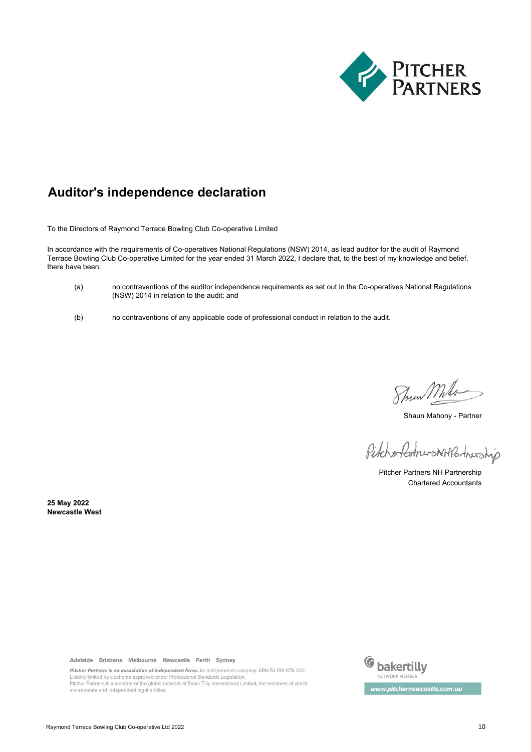# Auditor's independence declaration

To the Directors of Raymond Terrace Bowling Club Co-operative Limited

In accordance with the requirements of Co-operatives National Regulations (NSW) 2014, as lead auditor for the audit of Raymond Terrace Bowling Club Co-operative Limited for the year ended 31 March 2022, I declare that, to the best of my knowledge and belief, there have been:

(a) no contraventions of the auditor independence requirements as set out in the Co-operatives National Regulations (NSW) 2014 in relation to the audit; and

(b) no contraventions of any applicable code of professional conduct in relation to the audit.

Shaun Mahony - Partner

Pitcher Partners NH Partnership
Chartered Accountants

**25 May 2022**
**Newcastle West**

Adelaide Brisbane Melbourne Newcastle Perth Sydney

*Pitcher Partners is an association of independent firms.* An independent company. ABN 53 001 876 320.
Liability limited by a scheme approved under Professional Standards Legislation.
Pitcher Partners is a member of the global network of Baker Tilly International Limited, the members of which are separate and independent legal entities.

bakertilly NETWORK MEMBER

www.pitchernewcastle.com.au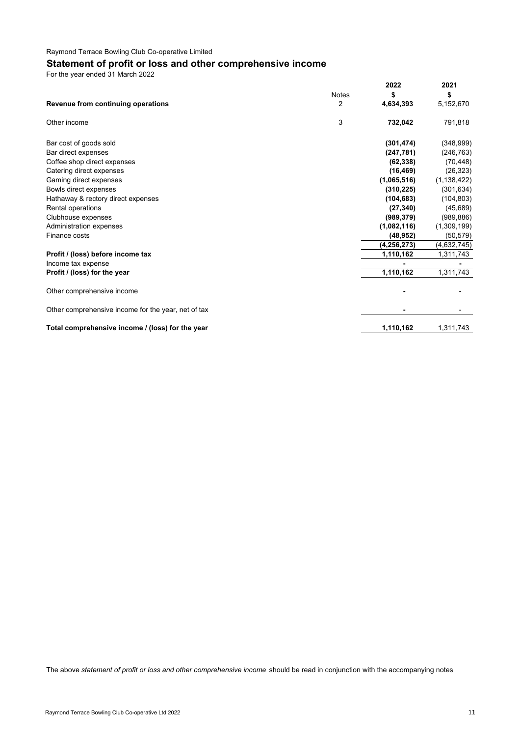Raymond Terrace Bowling Club Co-operative Limited

## Statement of profit or loss and other comprehensive income

For the year ended 31 March 2022

| | Notes | 2022<br>$ | 2021<br>$ |
|---|---|---|---|
| **Revenue from continuing operations** | 2 | **4,634,393** | 5,152,670 |
| Other income | 3 | **732,042** | 791,818 |
| Bar cost of goods sold | | **(301,474)** | (348,999) |
| Bar direct expenses | | **(247,781)** | (246,763) |
| Coffee shop direct expenses | | **(62,338)** | (70,448) |
| Catering direct expenses | | **(16,469)** | (26,323) |
| Gaming direct expenses | | **(1,065,516)** | (1,138,422) |
| Bowls direct expenses | | **(310,225)** | (301,634) |
| Hathaway & rectory direct expenses | | **(104,683)** | (104,803) |
| Rental operations | | **(27,340)** | (45,689) |
| Clubhouse expenses | | **(989,379)** | (989,886) |
| Administration expenses | | **(1,082,116)** | (1,309,199) |
| Finance costs | | **(48,952)** | (50,579) |
| | | **(4,256,273)** | (4,632,745) |
| **Profit / (loss) before income tax** | | **1,110,162** | 1,311,743 |
| Income tax expense | | **-** | **-** |
| **Profit / (loss) for the year** | | **1,110,162** | 1,311,743 |
| Other comprehensive income | | **-** | - |
| Other comprehensive income for the year, net of tax | | **-** | - |
| **Total comprehensive income / (loss) for the year** | | **1,110,162** | 1,311,743 |

The above *statement of profit or loss and other comprehensive income* should be read in conjunction with the accompanying notes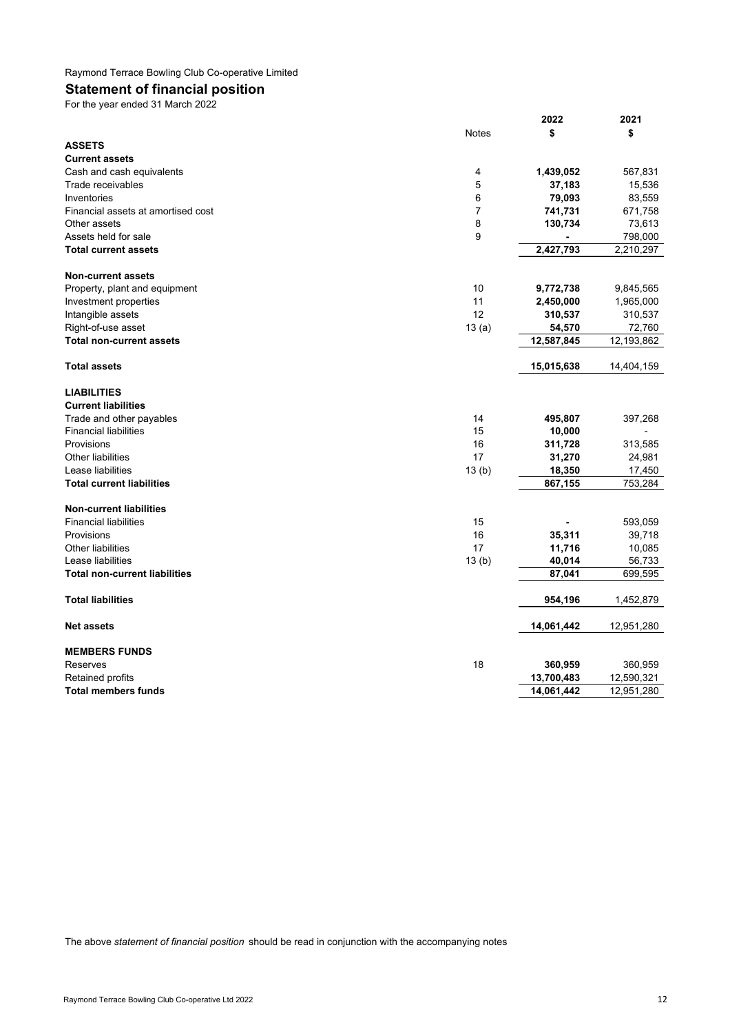Raymond Terrace Bowling Club Co-operative Limited

## Statement of financial position

For the year ended 31 March 2022

| | Notes | 2022 $ | 2021 $ |
|---|---|---|---|
| **ASSETS** | | | |
| **Current assets** | | | |
| Cash and cash equivalents | 4 | **1,439,052** | 567,831 |
| Trade receivables | 5 | **37,183** | 15,536 |
| Inventories | 6 | **79,093** | 83,559 |
| Financial assets at amortised cost | 7 | **741,731** | 671,758 |
| Other assets | 8 | **130,734** | 73,613 |
| Assets held for sale | 9 | **-** | 798,000 |
| **Total current assets** | | **2,427,793** | 2,210,297 |
| **Non-current assets** | | | |
| Property, plant and equipment | 10 | **9,772,738** | 9,845,565 |
| Investment properties | 11 | **2,450,000** | 1,965,000 |
| Intangible assets | 12 | **310,537** | 310,537 |
| Right-of-use asset | 13 (a) | **54,570** | 72,760 |
| **Total non-current assets** | | **12,587,845** | 12,193,862 |
| **Total assets** | | **15,015,638** | 14,404,159 |
| **LIABILITIES** | | | |
| **Current liabilities** | | | |
| Trade and other payables | 14 | **495,807** | 397,268 |
| Financial liabilities | 15 | **10,000** | - |
| Provisions | 16 | **311,728** | 313,585 |
| Other liabilities | 17 | **31,270** | 24,981 |
| Lease liabilities | 13 (b) | **18,350** | 17,450 |
| **Total current liabilities** | | **867,155** | 753,284 |
| **Non-current liabilities** | | | |
| Financial liabilities | 15 | **-** | 593,059 |
| Provisions | 16 | **35,311** | 39,718 |
| Other liabilities | 17 | **11,716** | 10,085 |
| Lease liabilities | 13 (b) | **40,014** | 56,733 |
| **Total non-current liabilities** | | **87,041** | 699,595 |
| **Total liabilities** | | **954,196** | 1,452,879 |
| **Net assets** | | **14,061,442** | 12,951,280 |
| **MEMBERS FUNDS** | | | |
| Reserves | 18 | **360,959** | 360,959 |
| Retained profits | | **13,700,483** | 12,590,321 |
| **Total members funds** | | **14,061,442** | 12,951,280 |

The above *statement of financial position* should be read in conjunction with the accompanying notes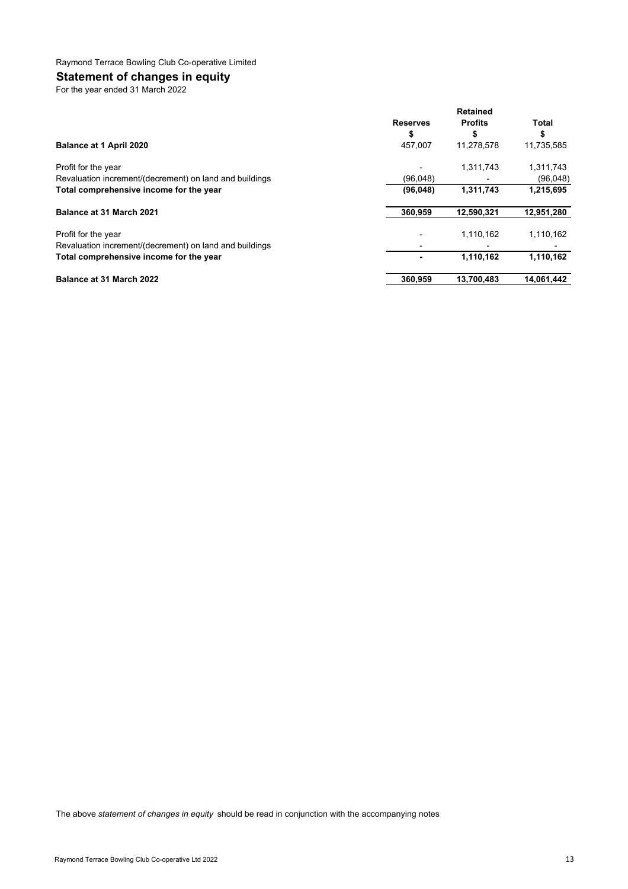Raymond Terrace Bowling Club Co-operative Limited

## Statement of changes in equity

For the year ended 31 March 2022

| | Reserves | Retained Profits | Total |
|---|---|---|---|
| | $ | $ | $ |
| **Balance at 1 April 2020** | 457,007 | 11,278,578 | 11,735,585 |
| Profit for the year | - | 1,311,743 | 1,311,743 |
| Revaluation increment/(decrement) on land and buildings | (96,048) | - | (96,048) |
| **Total comprehensive income for the year** | **(96,048)** | **1,311,743** | **1,215,695** |
| **Balance at 31 March 2021** | **360,959** | **12,590,321** | **12,951,280** |
| Profit for the year | - | 1,110,162 | 1,110,162 |
| Revaluation increment/(decrement) on land and buildings | - | - | - |
| **Total comprehensive income for the year** | **-** | **1,110,162** | **1,110,162** |
| **Balance at 31 March 2022** | **360,959** | **13,700,483** | **14,061,442** |

The above *statement of changes in equity* should be read in conjunction with the accompanying notes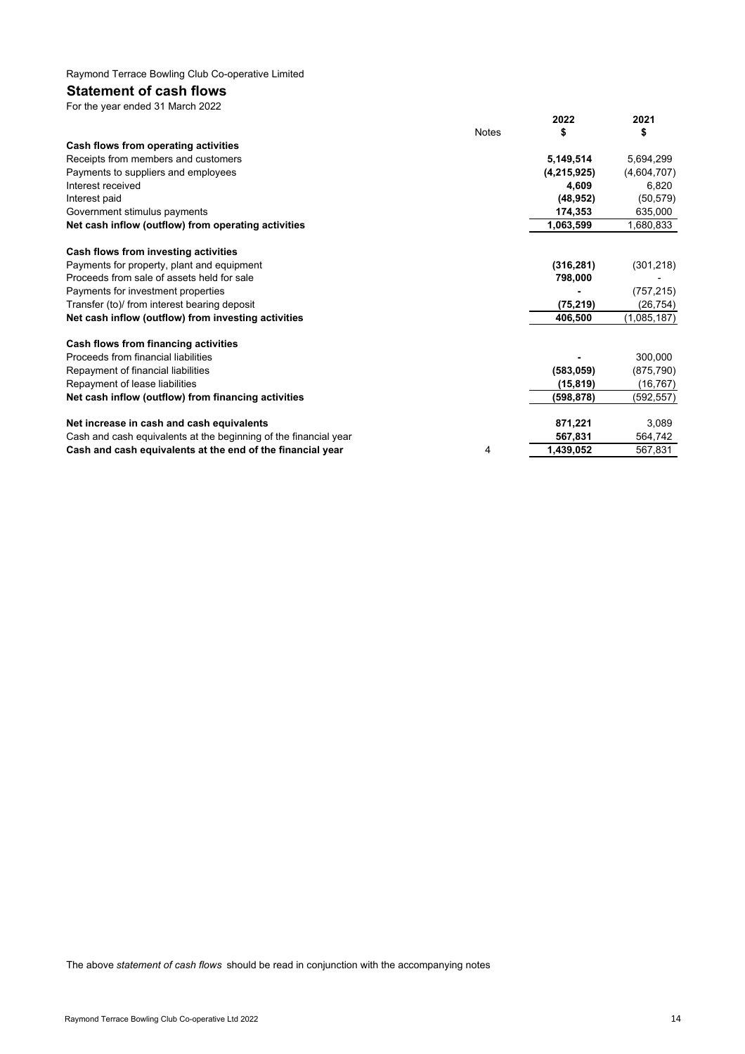Raymond Terrace Bowling Club Co-operative Limited

## Statement of cash flows

For the year ended 31 March 2022

| | Notes | 2022<br>$ | 2021<br>$ |
|---|---|---|---|
| **Cash flows from operating activities** | | | |
| Receipts from members and customers | | **5,149,514** | 5,694,299 |
| Payments to suppliers and employees | | **(4,215,925)** | (4,604,707) |
| Interest received | | **4,609** | 6,820 |
| Interest paid | | **(48,952)** | (50,579) |
| Government stimulus payments | | **174,353** | 635,000 |
| **Net cash inflow (outflow) from operating activities** | | **1,063,599** | 1,680,833 |
| | | | |
| **Cash flows from investing activities** | | | |
| Payments for property, plant and equipment | | **(316,281)** | (301,218) |
| Proceeds from sale of assets held for sale | | **798,000** | - |
| Payments for investment properties | | **-** | (757,215) |
| Transfer (to)/ from interest bearing deposit | | **(75,219)** | (26,754) |
| **Net cash inflow (outflow) from investing activities** | | **406,500** | (1,085,187) |
| | | | |
| **Cash flows from financing activities** | | | |
| Proceeds from financial liabilities | | **-** | 300,000 |
| Repayment of financial liabilities | | **(583,059)** | (875,790) |
| Repayment of lease liabilities | | **(15,819)** | (16,767) |
| **Net cash inflow (outflow) from financing activities** | | **(598,878)** | (592,557) |
| | | | |
| **Net increase in cash and cash equivalents** | | **871,221** | 3,089 |
| Cash and cash equivalents at the beginning of the financial year | | **567,831** | 564,742 |
| **Cash and cash equivalents at the end of the financial year** | 4 | **1,439,052** | 567,831 |

The above *statement of cash flows* should be read in conjunction with the accompanying notes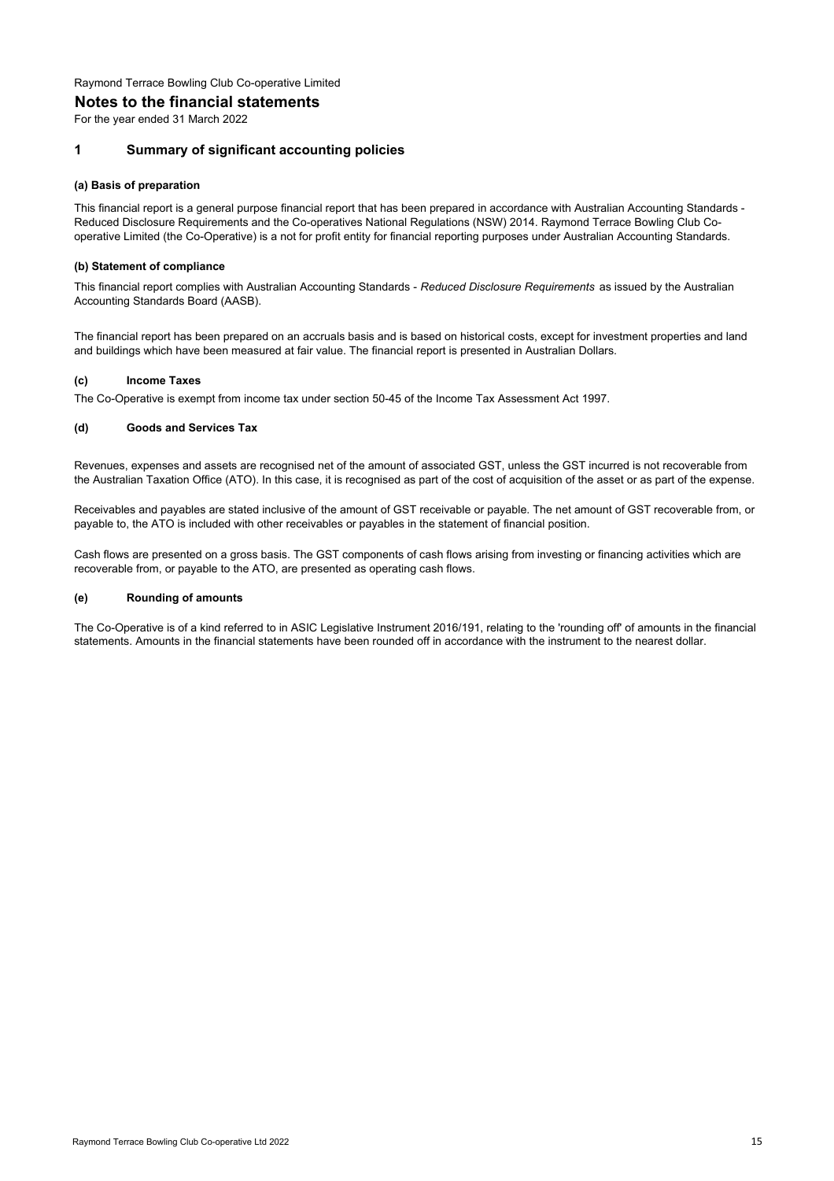Raymond Terrace Bowling Club Co-operative Limited

# Notes to the financial statements

For the year ended 31 March 2022

## 1 Summary of significant accounting policies

### (a) Basis of preparation

This financial report is a general purpose financial report that has been prepared in accordance with Australian Accounting Standards - Reduced Disclosure Requirements and the Co-operatives National Regulations (NSW) 2014. Raymond Terrace Bowling Club Co-operative Limited (the Co-Operative) is a not for profit entity for financial reporting purposes under Australian Accounting Standards.

### (b) Statement of compliance

This financial report complies with Australian Accounting Standards - *Reduced Disclosure Requirements* as issued by the Australian Accounting Standards Board (AASB).

The financial report has been prepared on an accruals basis and is based on historical costs, except for investment properties and land and buildings which have been measured at fair value. The financial report is presented in Australian Dollars.

### (c) Income Taxes

The Co-Operative is exempt from income tax under section 50-45 of the Income Tax Assessment Act 1997.

### (d) Goods and Services Tax

Revenues, expenses and assets are recognised net of the amount of associated GST, unless the GST incurred is not recoverable from the Australian Taxation Office (ATO). In this case, it is recognised as part of the cost of acquisition of the asset or as part of the expense.

Receivables and payables are stated inclusive of the amount of GST receivable or payable. The net amount of GST recoverable from, or payable to, the ATO is included with other receivables or payables in the statement of financial position.

Cash flows are presented on a gross basis. The GST components of cash flows arising from investing or financing activities which are recoverable from, or payable to the ATO, are presented as operating cash flows.

### (e) Rounding of amounts

The Co-Operative is of a kind referred to in ASIC Legislative Instrument 2016/191, relating to the 'rounding off' of amounts in the financial statements. Amounts in the financial statements have been rounded off in accordance with the instrument to the nearest dollar.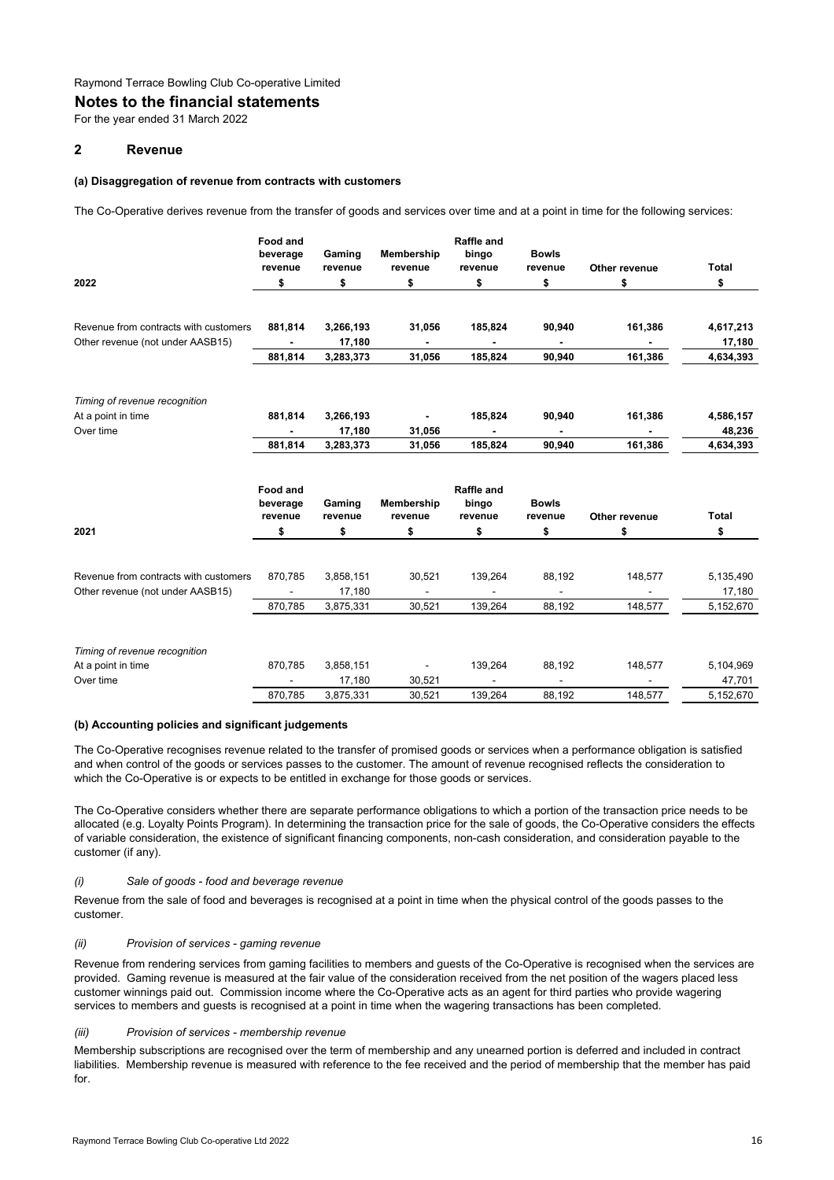Raymond Terrace Bowling Club Co-operative Limited

# Notes to the financial statements

For the year ended 31 March 2022

## 2 Revenue

### (a) Disaggregation of revenue from contracts with customers

The Co-Operative derives revenue from the transfer of goods and services over time and at a point in time for the following services:

| 2022 | Food and beverage revenue $ | Gaming revenue $ | Membership revenue $ | Raffle and bingo revenue $ | Bowls revenue $ | Other revenue $ | Total $ |
|---|---|---|---|---|---|---|---|
| Revenue from contracts with customers | **881,814** | **3,266,193** | **31,056** | **185,824** | **90,940** | **161,386** | **4,617,213** |
| Other revenue (not under AASB15) | **-** | **17,180** | **-** | **-** | **-** | **-** | **17,180** |
| | **881,814** | **3,283,373** | **31,056** | **185,824** | **90,940** | **161,386** | **4,634,393** |
| *Timing of revenue recognition* | | | | | | | |
| At a point in time | **881,814** | **3,266,193** | **-** | **185,824** | **90,940** | **161,386** | **4,586,157** |
| Over time | **-** | **17,180** | **31,056** | **-** | **-** | **-** | **48,236** |
| | **881,814** | **3,283,373** | **31,056** | **185,824** | **90,940** | **161,386** | **4,634,393** |

| 2021 | Food and beverage revenue $ | Gaming revenue $ | Membership revenue $ | Raffle and bingo revenue $ | Bowls revenue $ | Other revenue $ | Total $ |
|---|---|---|---|---|---|---|---|
| Revenue from contracts with customers | 870,785 | 3,858,151 | 30,521 | 139,264 | 88,192 | 148,577 | 5,135,490 |
| Other revenue (not under AASB15) | - | 17,180 | - | - | - | - | 17,180 |
| | 870,785 | 3,875,331 | 30,521 | 139,264 | 88,192 | 148,577 | 5,152,670 |
| *Timing of revenue recognition* | | | | | | | |
| At a point in time | 870,785 | 3,858,151 | - | 139,264 | 88,192 | 148,577 | 5,104,969 |
| Over time | - | 17,180 | 30,521 | - | - | - | 47,701 |
| | 870,785 | 3,875,331 | 30,521 | 139,264 | 88,192 | 148,577 | 5,152,670 |

### (b) Accounting policies and significant judgements

The Co-Operative recognises revenue related to the transfer of promised goods or services when a performance obligation is satisfied and when control of the goods or services passes to the customer. The amount of revenue recognised reflects the consideration to which the Co-Operative is or expects to be entitled in exchange for those goods or services.

The Co-Operative considers whether there are separate performance obligations to which a portion of the transaction price needs to be allocated (e.g. Loyalty Points Program). In determining the transaction price for the sale of goods, the Co-Operative considers the effects of variable consideration, the existence of significant financing components, non-cash consideration, and consideration payable to the customer (if any).

*(i) Sale of goods - food and beverage revenue*

Revenue from the sale of food and beverages is recognised at a point in time when the physical control of the goods passes to the customer.

*(ii) Provision of services - gaming revenue*

Revenue from rendering services from gaming facilities to members and guests of the Co-Operative is recognised when the services are provided. Gaming revenue is measured at the fair value of the consideration received from the net position of the wagers placed less customer winnings paid out. Commission income where the Co-Operative acts as an agent for third parties who provide wagering services to members and guests is recognised at a point in time when the wagering transactions has been completed.

*(iii) Provision of services - membership revenue*

Membership subscriptions are recognised over the term of membership and any unearned portion is deferred and included in contract liabilities. Membership revenue is measured with reference to the fee received and the period of membership that the member has paid for.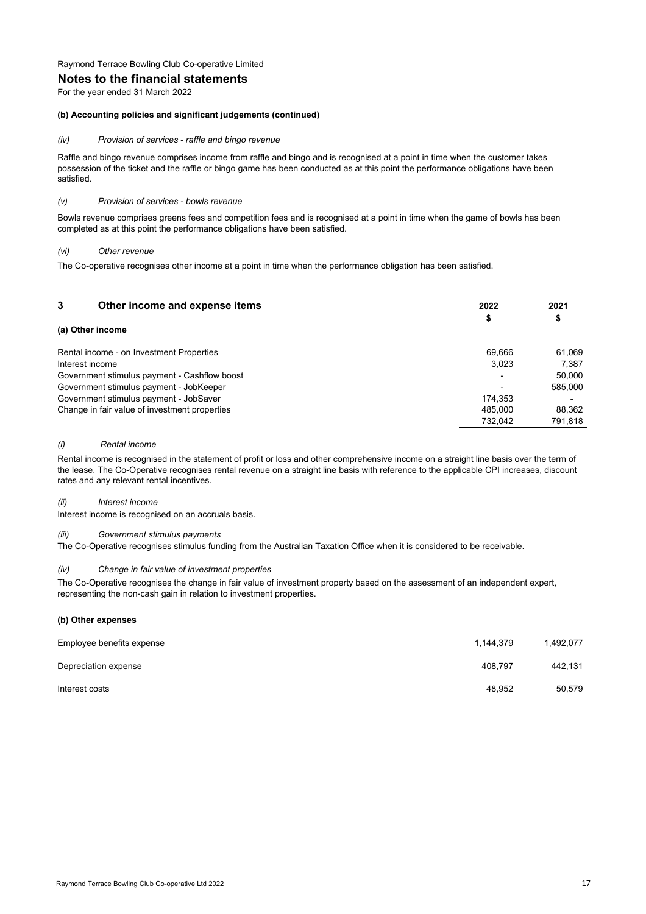Raymond Terrace Bowling Club Co-operative Limited

## Notes to the financial statements

For the year ended 31 March 2022

#### (b) Accounting policies and significant judgements (continued)

*(iv) Provision of services - raffle and bingo revenue*

Raffle and bingo revenue comprises income from raffle and bingo and is recognised at a point in time when the customer takes possession of the ticket and the raffle or bingo game has been conducted as at this point the performance obligations have been satisfied.

*(v) Provision of services - bowls revenue*

Bowls revenue comprises greens fees and competition fees and is recognised at a point in time when the game of bowls has been completed as at this point the performance obligations have been satisfied.

*(vi) Other revenue*

The Co-operative recognises other income at a point in time when the performance obligation has been satisfied.

## 3 Other income and expense items

| | 2022<br>$ | 2021<br>$ |
|---|---|---|
| **(a) Other income** | | |
| Rental income - on Investment Properties | 69,666 | 61,069 |
| Interest income | 3,023 | 7,387 |
| Government stimulus payment - Cashflow boost | - | 50,000 |
| Government stimulus payment - JobKeeper | - | 585,000 |
| Government stimulus payment - JobSaver | 174,353 | - |
| Change in fair value of investment properties | 485,000 | 88,362 |
| | 732,042 | 791,818 |

*(i) Rental income*

Rental income is recognised in the statement of profit or loss and other comprehensive income on a straight line basis over the term of the lease. The Co-Operative recognises rental revenue on a straight line basis with reference to the applicable CPI increases, discount rates and any relevant rental incentives.

*(ii) Interest income*

Interest income is recognised on an accruals basis.

*(iii) Government stimulus payments*

The Co-Operative recognises stimulus funding from the Australian Taxation Office when it is considered to be receivable.

*(iv) Change in fair value of investment properties*

The Co-Operative recognises the change in fair value of investment property based on the assessment of an independent expert, representing the non-cash gain in relation to investment properties.

#### (b) Other expenses

| | 2022 | 2021 |
|---|---|---|
| Employee benefits expense | 1,144,379 | 1,492,077 |
| Depreciation expense | 408,797 | 442,131 |
| Interest costs | 48,952 | 50,579 |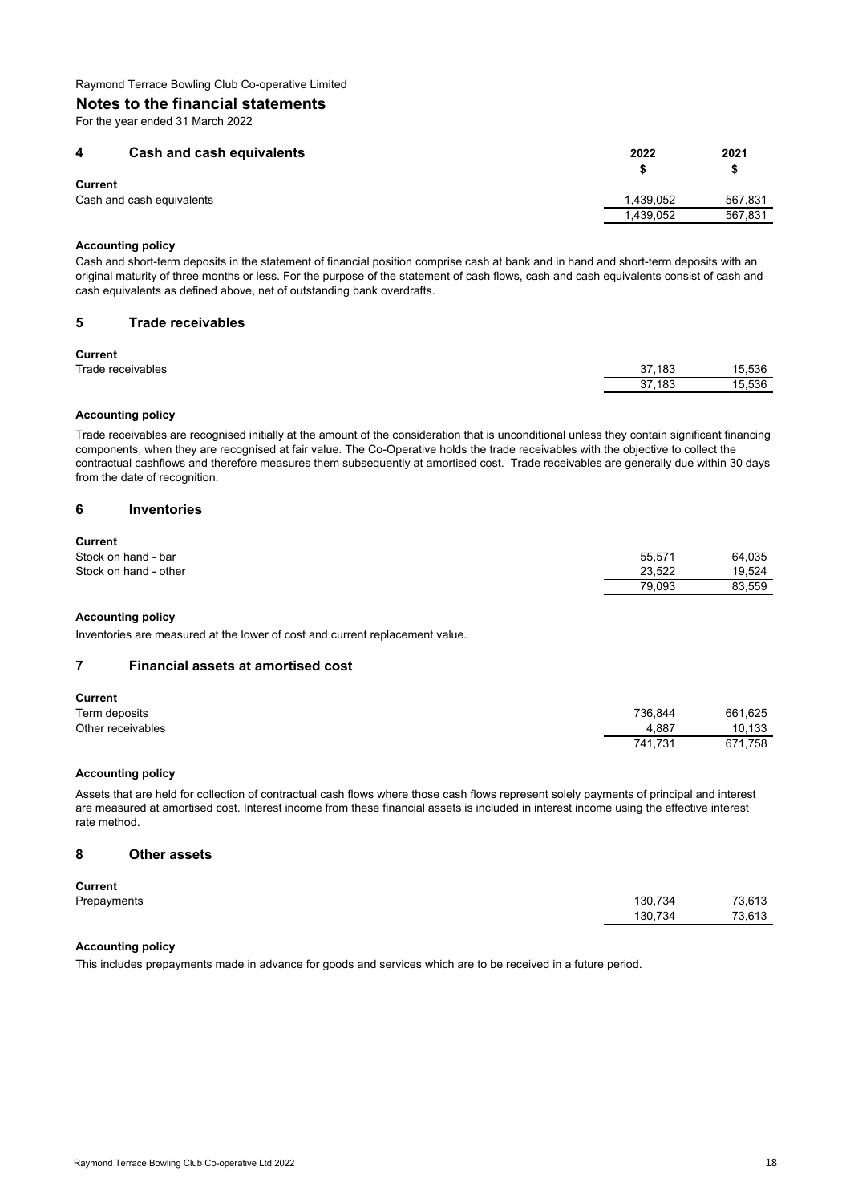Raymond Terrace Bowling Club Co-operative Limited

## Notes to the financial statements

For the year ended 31 March 2022

### 4 Cash and cash equivalents

| | 2022 $ | 2021 $ |
|---|---|---|
| **Current** | | |
| Cash and cash equivalents | 1,439,052 | 567,831 |
| | 1,439,052 | 567,831 |

**Accounting policy**

Cash and short-term deposits in the statement of financial position comprise cash at bank and in hand and short-term deposits with an original maturity of three months or less. For the purpose of the statement of cash flows, cash and cash equivalents consist of cash and cash equivalents as defined above, net of outstanding bank overdrafts.

### 5 Trade receivables

| | 2022 $ | 2021 $ |
|---|---|---|
| **Current** | | |
| Trade receivables | 37,183 | 15,536 |
| | 37,183 | 15,536 |

**Accounting policy**

Trade receivables are recognised initially at the amount of the consideration that is unconditional unless they contain significant financing components, when they are recognised at fair value. The Co-Operative holds the trade receivables with the objective to collect the contractual cashflows and therefore measures them subsequently at amortised cost. Trade receivables are generally due within 30 days from the date of recognition.

### 6 Inventories

| | 2022 $ | 2021 $ |
|---|---|---|
| **Current** | | |
| Stock on hand - bar | 55,571 | 64,035 |
| Stock on hand - other | 23,522 | 19,524 |
| | 79,093 | 83,559 |

**Accounting policy**

Inventories are measured at the lower of cost and current replacement value.

### 7 Financial assets at amortised cost

| | 2022 $ | 2021 $ |
|---|---|---|
| **Current** | | |
| Term deposits | 736,844 | 661,625 |
| Other receivables | 4,887 | 10,133 |
| | 741,731 | 671,758 |

**Accounting policy**

Assets that are held for collection of contractual cash flows where those cash flows represent solely payments of principal and interest are measured at amortised cost. Interest income from these financial assets is included in interest income using the effective interest rate method.

### 8 Other assets

| | 2022 $ | 2021 $ |
|---|---|---|
| **Current** | | |
| Prepayments | 130,734 | 73,613 |
| | 130,734 | 73,613 |

**Accounting policy**

This includes prepayments made in advance for goods and services which are to be received in a future period.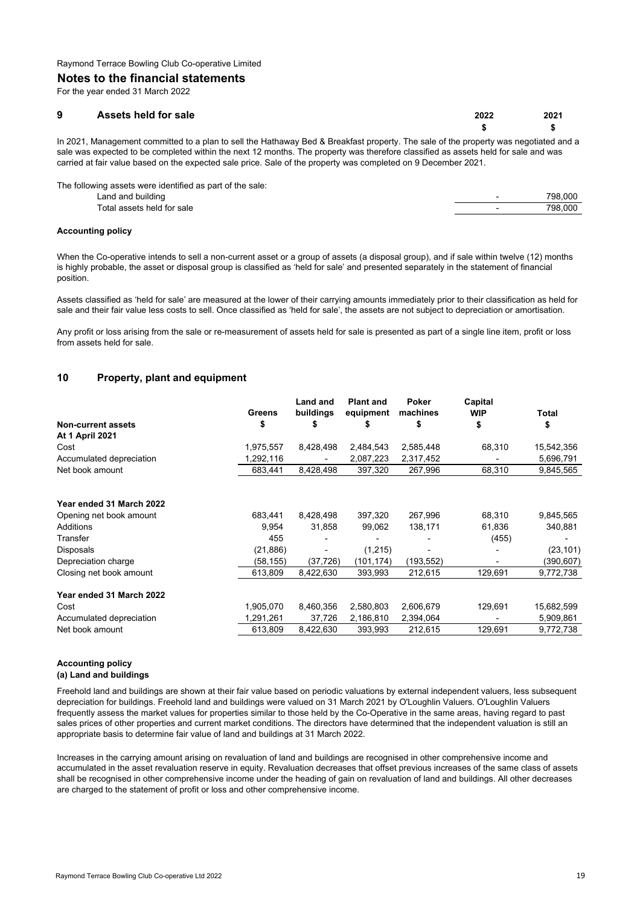Raymond Terrace Bowling Club Co-operative Limited

## Notes to the financial statements

For the year ended 31 March 2022

### 9 Assets held for sale

| | 2022 | 2021 |
|---|---|---|
| | $ | $ |

In 2021, Management committed to a plan to sell the Hathaway Bed & Breakfast property. The sale of the property was negotiated and a sale was expected to be completed within the next 12 months. The property was therefore classified as assets held for sale and was carried at fair value based on the expected sale price. Sale of the property was completed on 9 December 2021.

| The following assets were identified as part of the sale: | | |
|---|---|---|
| Land and building | - | 798,000 |
| Total assets held for sale | - | 798,000 |

**Accounting policy**

When the Co-operative intends to sell a non-current asset or a group of assets (a disposal group), and if sale within twelve (12) months is highly probable, the asset or disposal group is classified as 'held for sale' and presented separately in the statement of financial position.

Assets classified as 'held for sale' are measured at the lower of their carrying amounts immediately prior to their classification as held for sale and their fair value less costs to sell. Once classified as 'held for sale', the assets are not subject to depreciation or amortisation.

Any profit or loss arising from the sale or re-measurement of assets held for sale is presented as part of a single line item, profit or loss from assets held for sale.

### 10 Property, plant and equipment

| Non-current assets | Greens $ | Land and buildings $ | Plant and equipment $ | Poker machines $ | Capital WIP $ | Total $ |
|---|---|---|---|---|---|---|
| **At 1 April 2021** | | | | | | |
| Cost | 1,975,557 | 8,428,498 | 2,484,543 | 2,585,448 | 68,310 | 15,542,356 |
| Accumulated depreciation | 1,292,116 | - | 2,087,223 | 2,317,452 | - | 5,696,791 |
| Net book amount | 683,441 | 8,428,498 | 397,320 | 267,996 | 68,310 | 9,845,565 |
| | | | | | | |
| **Year ended 31 March 2022** | | | | | | |
| Opening net book amount | 683,441 | 8,428,498 | 397,320 | 267,996 | 68,310 | 9,845,565 |
| Additions | 9,954 | 31,858 | 99,062 | 138,171 | 61,836 | 340,881 |
| Transfer | 455 | - | - | - | (455) | - |
| Disposals | (21,886) | - | (1,215) | - | - | (23,101) |
| Depreciation charge | (58,155) | (37,726) | (101,174) | (193,552) | - | (390,607) |
| Closing net book amount | 613,809 | 8,422,630 | 393,993 | 212,615 | 129,691 | 9,772,738 |
| | | | | | | |
| **Year ended 31 March 2022** | | | | | | |
| Cost | 1,905,070 | 8,460,356 | 2,580,803 | 2,606,679 | 129,691 | 15,682,599 |
| Accumulated depreciation | 1,291,261 | 37,726 | 2,186,810 | 2,394,064 | - | 5,909,861 |
| Net book amount | 613,809 | 8,422,630 | 393,993 | 212,615 | 129,691 | 9,772,738 |

**Accounting policy**

**(a) Land and buildings**

Freehold land and buildings are shown at their fair value based on periodic valuations by external independent valuers, less subsequent depreciation for buildings. Freehold land and buildings were valued on 31 March 2021 by O'Loughlin Valuers. O'Loughlin Valuers frequently assess the market values for properties similar to those held by the Co-Operative in the same areas, having regard to past sales prices of other properties and current market conditions. The directors have determined that the independent valuation is still an appropriate basis to determine fair value of land and buildings at 31 March 2022.

Increases in the carrying amount arising on revaluation of land and buildings are recognised in other comprehensive income and accumulated in the asset revaluation reserve in equity. Revaluation decreases that offset previous increases of the same class of assets shall be recognised in other comprehensive income under the heading of gain on revaluation of land and buildings. All other decreases are charged to the statement of profit or loss and other comprehensive income.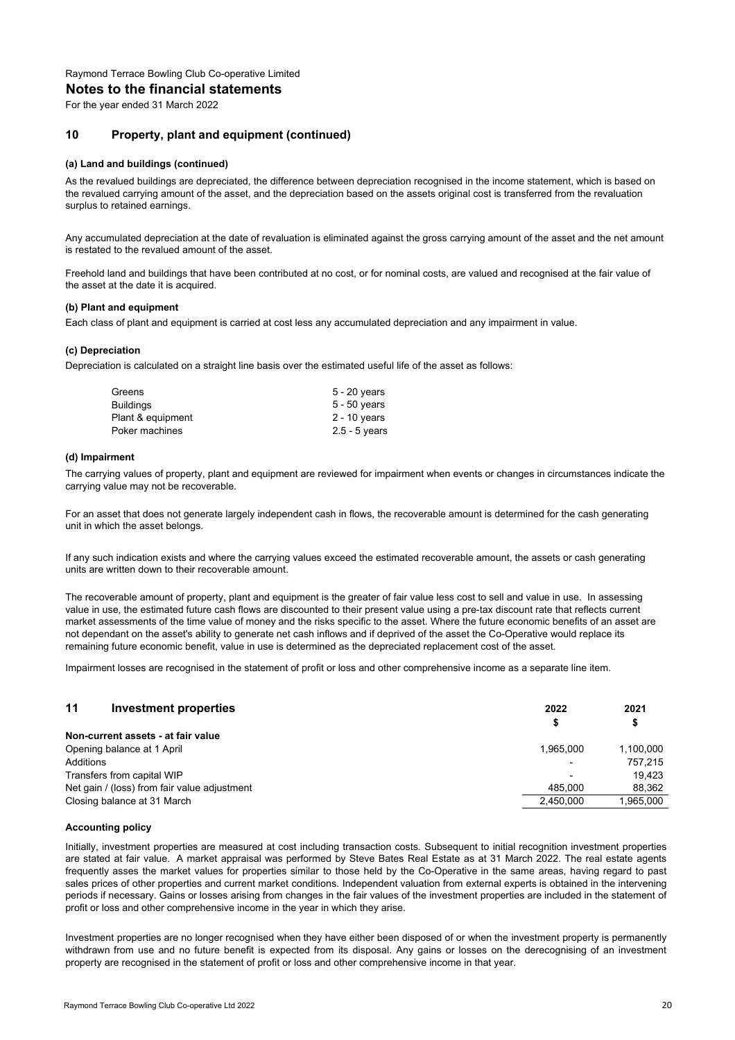## 10 Property, plant and equipment (continued)

### (a) Land and buildings (continued)

As the revalued buildings are depreciated, the difference between depreciation recognised in the income statement, which is based on the revalued carrying amount of the asset, and the depreciation based on the assets original cost is transferred from the revaluation surplus to retained earnings.

Any accumulated depreciation at the date of revaluation is eliminated against the gross carrying amount of the asset and the net amount is restated to the revalued amount of the asset.

Freehold land and buildings that have been contributed at no cost, or for nominal costs, are valued and recognised at the fair value of the asset at the date it is acquired.

### (b) Plant and equipment

Each class of plant and equipment is carried at cost less any accumulated depreciation and any impairment in value.

### (c) Depreciation

Depreciation is calculated on a straight line basis over the estimated useful life of the asset as follows:

| | |
|---|---|
| Greens | 5 - 20 years |
| Buildings | 5 - 50 years |
| Plant & equipment | 2 - 10 years |
| Poker machines | 2.5 - 5 years |

### (d) Impairment

The carrying values of property, plant and equipment are reviewed for impairment when events or changes in circumstances indicate the carrying value may not be recoverable.

For an asset that does not generate largely independent cash in flows, the recoverable amount is determined for the cash generating unit in which the asset belongs.

If any such indication exists and where the carrying values exceed the estimated recoverable amount, the assets or cash generating units are written down to their recoverable amount.

The recoverable amount of property, plant and equipment is the greater of fair value less cost to sell and value in use. In assessing value in use, the estimated future cash flows are discounted to their present value using a pre-tax discount rate that reflects current market assessments of the time value of money and the risks specific to the asset. Where the future economic benefits of an asset are not dependant on the asset's ability to generate net cash inflows and if deprived of the asset the Co-Operative would replace its remaining future economic benefit, value in use is determined as the depreciated replacement cost of the asset.

Impairment losses are recognised in the statement of profit or loss and other comprehensive income as a separate line item.

## 11 Investment properties

| | 2022 $ | 2021 $ |
|---|---|---|
| **Non-current assets - at fair value** | | |
| Opening balance at 1 April | 1,965,000 | 1,100,000 |
| Additions | - | 757,215 |
| Transfers from capital WIP | - | 19,423 |
| Net gain / (loss) from fair value adjustment | 485,000 | 88,362 |
| Closing balance at 31 March | 2,450,000 | 1,965,000 |

### Accounting policy

Initially, investment properties are measured at cost including transaction costs. Subsequent to initial recognition investment properties are stated at fair value. A market appraisal was performed by Steve Bates Real Estate as at 31 March 2022. The real estate agents frequently asses the market values for properties similar to those held by the Co-Operative in the same areas, having regard to past sales prices of other properties and current market conditions. Independent valuation from external experts is obtained in the intervening periods if necessary. Gains or losses arising from changes in the fair values of the investment properties are included in the statement of profit or loss and other comprehensive income in the year in which they arise.

Investment properties are no longer recognised when they have either been disposed of or when the investment property is permanently withdrawn from use and no future benefit is expected from its disposal. Any gains or losses on the derecognising of an investment property are recognised in the statement of profit or loss and other comprehensive income in that year.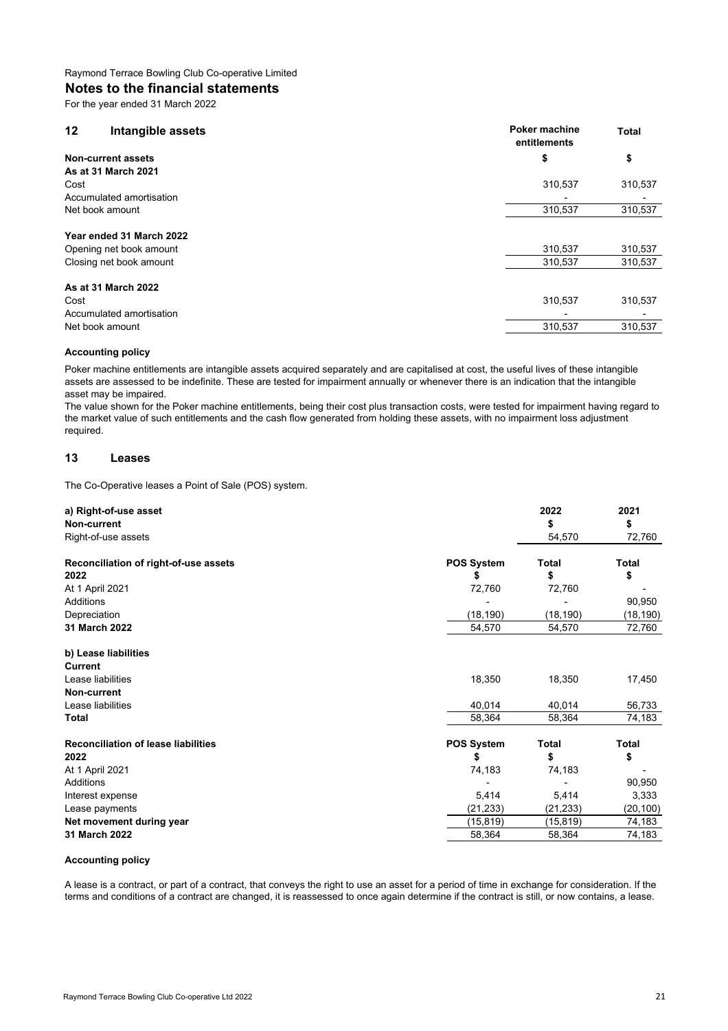Raymond Terrace Bowling Club Co-operative Limited

# Notes to the financial statements

For the year ended 31 March 2022

## 12 Intangible assets

| | Poker machine entitlements | Total |
|---|---|---|
| **Non-current assets** | $ | $ |
| **As at 31 March 2021** | | |
| Cost | 310,537 | 310,537 |
| Accumulated amortisation | - | - |
| Net book amount | 310,537 | 310,537 |
| **Year ended 31 March 2022** | | |
| Opening net book amount | 310,537 | 310,537 |
| Closing net book amount | 310,537 | 310,537 |
| **As at 31 March 2022** | | |
| Cost | 310,537 | 310,537 |
| Accumulated amortisation | - | - |
| Net book amount | 310,537 | 310,537 |

**Accounting policy**

Poker machine entitlements are intangible assets acquired separately and are capitalised at cost, the useful lives of these intangible assets are assessed to be indefinite. These are tested for impairment annually or whenever there is an indication that the intangible asset may be impaired.

The value shown for the Poker machine entitlements, being their cost plus transaction costs, were tested for impairment having regard to the market value of such entitlements and the cash flow generated from holding these assets, with no impairment loss adjustment required.

## 13 Leases

The Co-Operative leases a Point of Sale (POS) system.

| **a) Right-of-use asset** | | 2022 | 2021 |
|---|---|---|---|
| **Non-current** | | $ | $ |
| Right-of-use assets | | 54,570 | 72,760 |

| **Reconciliation of right-of-use assets** | POS System | Total | Total |
|---|---|---|---|
| **2022** | $ | $ | $ |
| At 1 April 2021 | 72,760 | 72,760 | - |
| Additions | - | - | 90,950 |
| Depreciation | (18,190) | (18,190) | (18,190) |
| **31 March 2022** | 54,570 | 54,570 | 72,760 |

| **b) Lease liabilities** | | | |
|---|---|---|---|
| **Current** | | | |
| Lease liabilities | 18,350 | 18,350 | 17,450 |
| **Non-current** | | | |
| Lease liabilities | 40,014 | 40,014 | 56,733 |
| **Total** | 58,364 | 58,364 | 74,183 |

| **Reconciliation of lease liabilities** | POS System | Total | Total |
|---|---|---|---|
| **2022** | $ | $ | $ |
| At 1 April 2021 | 74,183 | 74,183 | - |
| Additions | - | - | 90,950 |
| Interest expense | 5,414 | 5,414 | 3,333 |
| Lease payments | (21,233) | (21,233) | (20,100) |
| **Net movement during year** | (15,819) | (15,819) | 74,183 |
| **31 March 2022** | 58,364 | 58,364 | 74,183 |

**Accounting policy**

A lease is a contract, or part of a contract, that conveys the right to use an asset for a period of time in exchange for consideration. If the terms and conditions of a contract are changed, it is reassessed to once again determine if the contract is still, or now contains, a lease.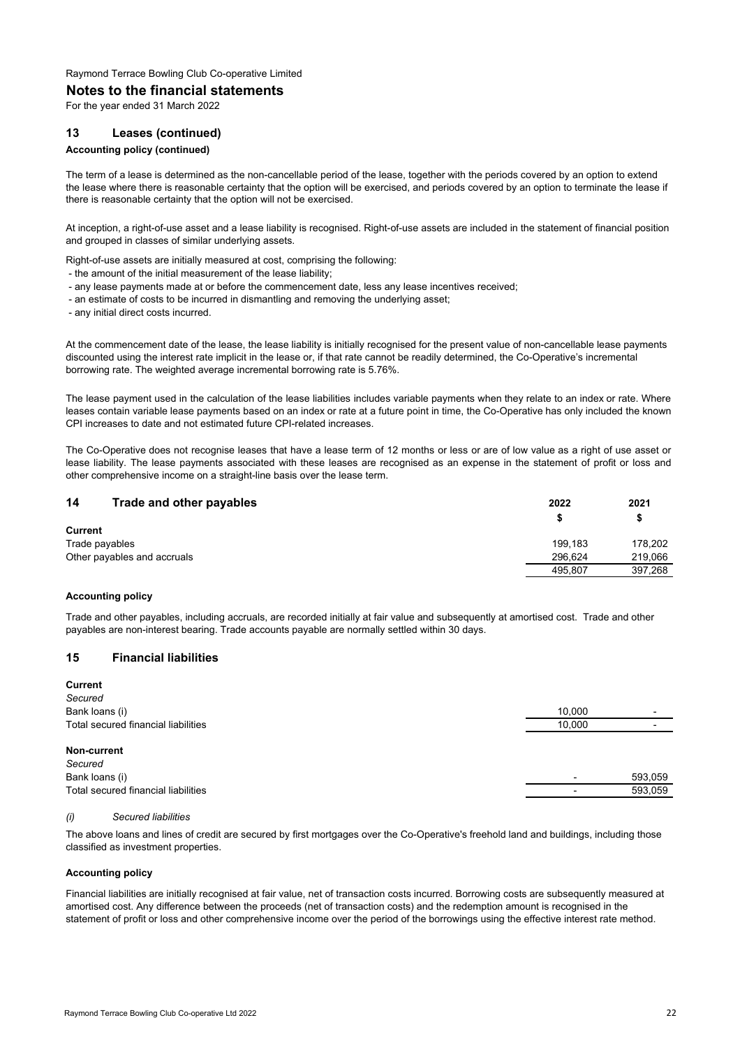Raymond Terrace Bowling Club Co-operative Limited

## Notes to the financial statements

For the year ended 31 March 2022

### 13 Leases (continued)

**Accounting policy (continued)**

The term of a lease is determined as the non-cancellable period of the lease, together with the periods covered by an option to extend the lease where there is reasonable certainty that the option will be exercised, and periods covered by an option to terminate the lease if there is reasonable certainty that the option will not be exercised.

At inception, a right-of-use asset and a lease liability is recognised. Right-of-use assets are included in the statement of financial position and grouped in classes of similar underlying assets.

Right-of-use assets are initially measured at cost, comprising the following:
- the amount of the initial measurement of the lease liability;
- any lease payments made at or before the commencement date, less any lease incentives received;
- an estimate of costs to be incurred in dismantling and removing the underlying asset;
- any initial direct costs incurred.

At the commencement date of the lease, the lease liability is initially recognised for the present value of non-cancellable lease payments discounted using the interest rate implicit in the lease or, if that rate cannot be readily determined, the Co-Operative's incremental borrowing rate. The weighted average incremental borrowing rate is 5.76%.

The lease payment used in the calculation of the lease liabilities includes variable payments when they relate to an index or rate. Where leases contain variable lease payments based on an index or rate at a future point in time, the Co-Operative has only included the known CPI increases to date and not estimated future CPI-related increases.

The Co-Operative does not recognise leases that have a lease term of 12 months or less or are of low value as a right of use asset or lease liability. The lease payments associated with these leases are recognised as an expense in the statement of profit or loss and other comprehensive income on a straight-line basis over the lease term.

### 14 Trade and other payables

| | 2022 | 2021 |
|---|---|---|
| | $ | $ |
| **Current** | | |
| Trade payables | 199,183 | 178,202 |
| Other payables and accruals | 296,624 | 219,066 |
| | 495,807 | 397,268 |

**Accounting policy**

Trade and other payables, including accruals, are recorded initially at fair value and subsequently at amortised cost. Trade and other payables are non-interest bearing. Trade accounts payable are normally settled within 30 days.

### 15 Financial liabilities

| | 2022 | 2021 |
|---|---|---|
| **Current** | | |
| *Secured* | | |
| Bank loans (i) | 10,000 | - |
| Total secured financial liabilities | 10,000 | - |
| **Non-current** | | |
| *Secured* | | |
| Bank loans (i) | - | 593,059 |
| Total secured financial liabilities | - | 593,059 |

*(i) Secured liabilities*

The above loans and lines of credit are secured by first mortgages over the Co-Operative's freehold land and buildings, including those classified as investment properties.

**Accounting policy**

Financial liabilities are initially recognised at fair value, net of transaction costs incurred. Borrowing costs are subsequently measured at amortised cost. Any difference between the proceeds (net of transaction costs) and the redemption amount is recognised in the statement of profit or loss and other comprehensive income over the period of the borrowings using the effective interest rate method.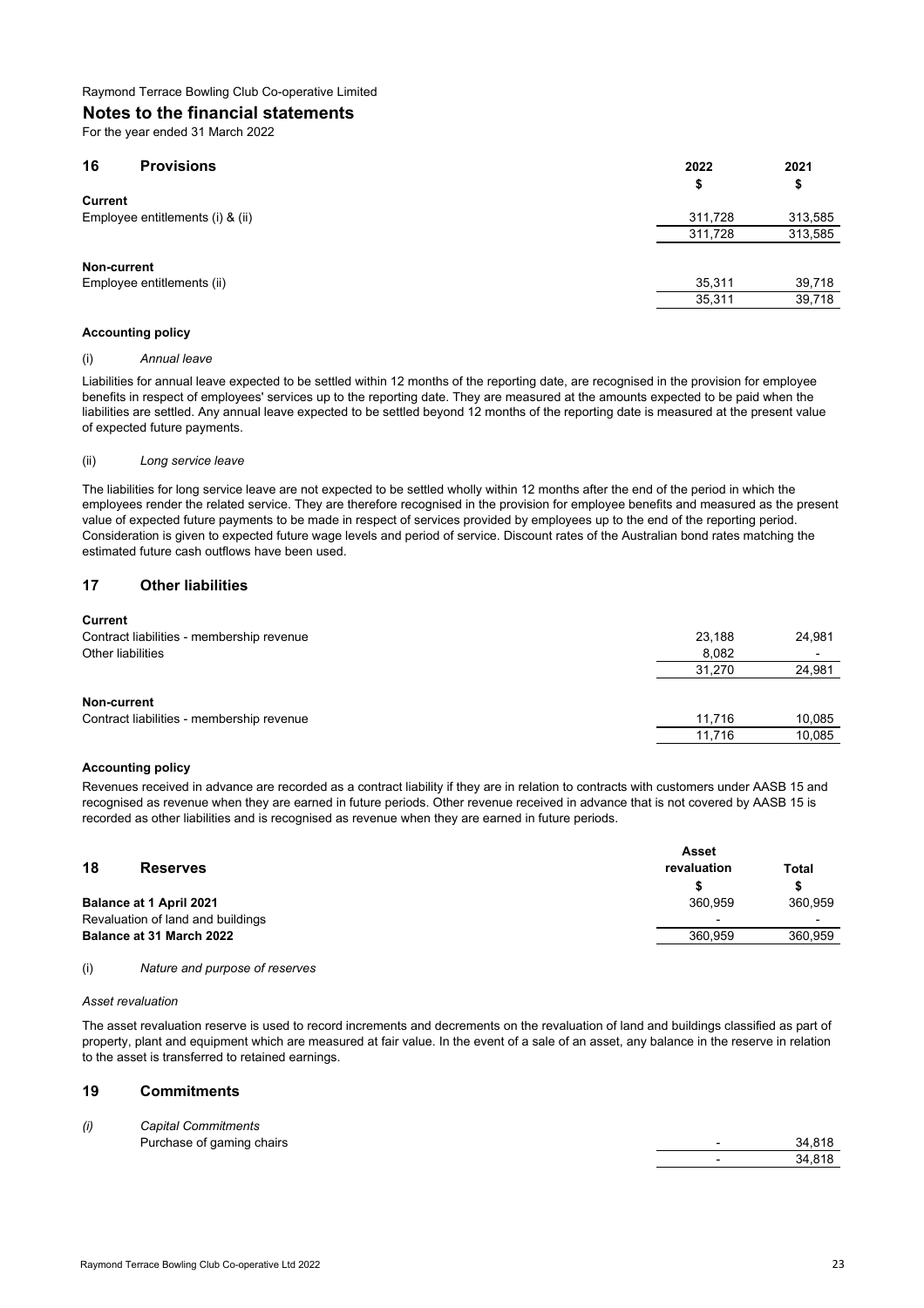Raymond Terrace Bowling Club Co-operative Limited

## Notes to the financial statements

For the year ended 31 March 2022

### 16 Provisions

| | 2022 | 2021 |
|---|---|---|
| | $ | $ |
| **Current** | | |
| Employee entitlements (i) & (ii) | 311,728 | 313,585 |
| | 311,728 | 313,585 |
| **Non-current** | | |
| Employee entitlements (ii) | 35,311 | 39,718 |
| | 35,311 | 39,718 |

**Accounting policy**

(i) *Annual leave*

Liabilities for annual leave expected to be settled within 12 months of the reporting date, are recognised in the provision for employee benefits in respect of employees' services up to the reporting date. They are measured at the amounts expected to be paid when the liabilities are settled. Any annual leave expected to be settled beyond 12 months of the reporting date is measured at the present value of expected future payments.

(ii) *Long service leave*

The liabilities for long service leave are not expected to be settled wholly within 12 months after the end of the period in which the employees render the related service. They are therefore recognised in the provision for employee benefits and measured as the present value of expected future payments to be made in respect of services provided by employees up to the end of the reporting period. Consideration is given to expected future wage levels and period of service. Discount rates of the Australian bond rates matching the estimated future cash outflows have been used.

### 17 Other liabilities

| | 2022 | 2021 |
|---|---|---|
| **Current** | | |
| Contract liabilities - membership revenue | 23,188 | 24,981 |
| Other liabilities | 8,082 | - |
| | 31,270 | 24,981 |
| **Non-current** | | |
| Contract liabilities - membership revenue | 11,716 | 10,085 |
| | 11,716 | 10,085 |

**Accounting policy**

Revenues received in advance are recorded as a contract liability if they are in relation to contracts with customers under AASB 15 and recognised as revenue when they are earned in future periods. Other revenue received in advance that is not covered by AASB 15 is recorded as other liabilities and is recognised as revenue when they are earned in future periods.

### 18 Reserves

| | Asset revaluation | Total |
|---|---|---|
| | $ | $ |
| **Balance at 1 April 2021** | 360,959 | 360,959 |
| Revaluation of land and buildings | - | - |
| **Balance at 31 March 2022** | 360,959 | 360,959 |

(i) *Nature and purpose of reserves*

*Asset revaluation*

The asset revaluation reserve is used to record increments and decrements on the revaluation of land and buildings classified as part of property, plant and equipment which are measured at fair value. In the event of a sale of an asset, any balance in the reserve in relation to the asset is transferred to retained earnings.

### 19 Commitments

*(i) Capital Commitments*

| | 2022 | 2021 |
|---|---|---|
| Purchase of gaming chairs | - | 34,818 |
| | - | 34,818 |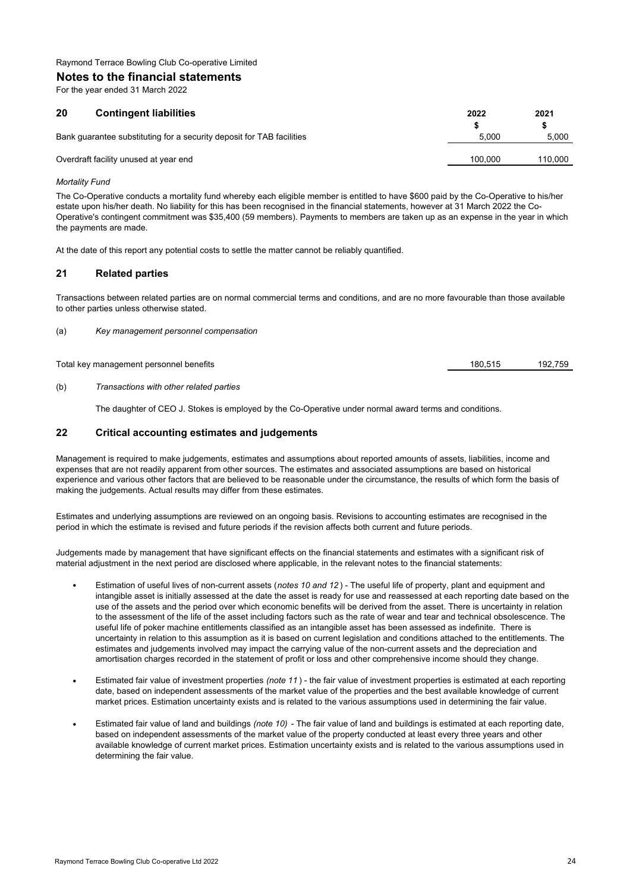Raymond Terrace Bowling Club Co-operative Limited

## Notes to the financial statements

For the year ended 31 March 2022

### 20 Contingent liabilities

| | 2022 | 2021 |
|---|---|---|
| | $ | $ |
| Bank guarantee substituting for a security deposit for TAB facilities | 5,000 | 5,000 |
| Overdraft facility unused at year end | 100,000 | 110,000 |

*Mortality Fund*

The Co-Operative conducts a mortality fund whereby each eligible member is entitled to have $600 paid by the Co-Operative to his/her estate upon his/her death. No liability for this has been recognised in the financial statements, however at 31 March 2022 the Co-Operative's contingent commitment was $35,400 (59 members). Payments to members are taken up as an expense in the year in which the payments are made.

At the date of this report any potential costs to settle the matter cannot be reliably quantified.

### 21 Related parties

Transactions between related parties are on normal commercial terms and conditions, and are no more favourable than those available to other parties unless otherwise stated.

(a) *Key management personnel compensation*

| | 2022 | 2021 |
|---|---|---|
| Total key management personnel benefits | 180,515 | 192,759 |

(b) *Transactions with other related parties*

The daughter of CEO J. Stokes is employed by the Co-Operative under normal award terms and conditions.

### 22 Critical accounting estimates and judgements

Management is required to make judgements, estimates and assumptions about reported amounts of assets, liabilities, income and expenses that are not readily apparent from other sources. The estimates and associated assumptions are based on historical experience and various other factors that are believed to be reasonable under the circumstance, the results of which form the basis of making the judgements. Actual results may differ from these estimates.

Estimates and underlying assumptions are reviewed on an ongoing basis. Revisions to accounting estimates are recognised in the period in which the estimate is revised and future periods if the revision affects both current and future periods.

Judgements made by management that have significant effects on the financial statements and estimates with a significant risk of material adjustment in the next period are disclosed where applicable, in the relevant notes to the financial statements:

- Estimation of useful lives of non-current assets (*notes 10 and 12*) - The useful life of property, plant and equipment and intangible asset is initially assessed at the date the asset is ready for use and reassessed at each reporting date based on the use of the assets and the period over which economic benefits will be derived from the asset. There is uncertainty in relation to the assessment of the life of the asset including factors such as the rate of wear and tear and technical obsolescence. The useful life of poker machine entitlements classified as an intangible asset has been assessed as indefinite. There is uncertainty in relation to this assumption as it is based on current legislation and conditions attached to the entitlements. The estimates and judgements involved may impact the carrying value of the non-current assets and the depreciation and amortisation charges recorded in the statement of profit or loss and other comprehensive income should they change.
- Estimated fair value of investment properties *(note 11)* - the fair value of investment properties is estimated at each reporting date, based on independent assessments of the market value of the properties and the best available knowledge of current market prices. Estimation uncertainty exists and is related to the various assumptions used in determining the fair value.
- Estimated fair value of land and buildings *(note 10)* - The fair value of land and buildings is estimated at each reporting date, based on independent assessments of the market value of the property conducted at least every three years and other available knowledge of current market prices. Estimation uncertainty exists and is related to the various assumptions used in determining the fair value.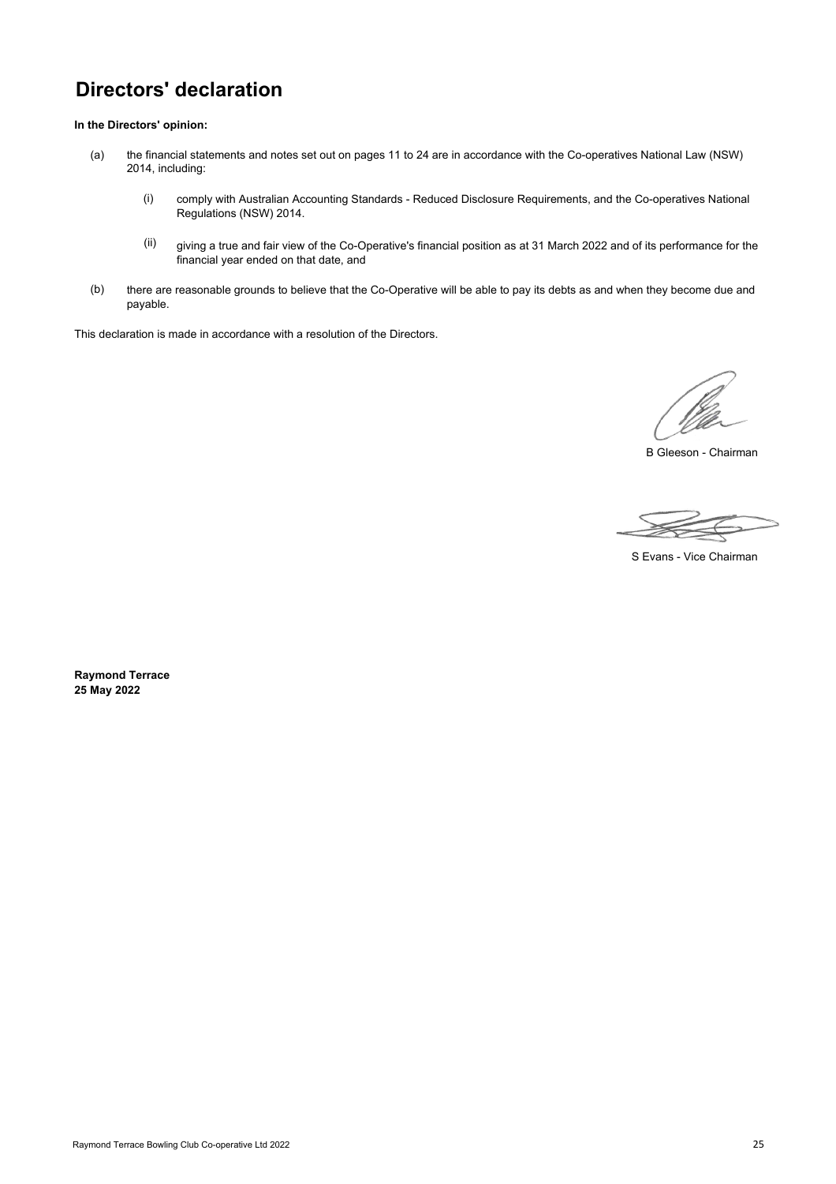# Directors' declaration

**In the Directors' opinion:**

(a) the financial statements and notes set out on pages 11 to 24 are in accordance with the Co-operatives National Law (NSW) 2014, including:

   (i) comply with Australian Accounting Standards - Reduced Disclosure Requirements, and the Co-operatives National Regulations (NSW) 2014.

   (ii) giving a true and fair view of the Co-Operative's financial position as at 31 March 2022 and of its performance for the financial year ended on that date, and

(b) there are reasonable grounds to believe that the Co-Operative will be able to pay its debts as and when they become due and payable.

This declaration is made in accordance with a resolution of the Directors.

B Gleeson - Chairman

S Evans - Vice Chairman

**Raymond Terrace**
**25 May 2022**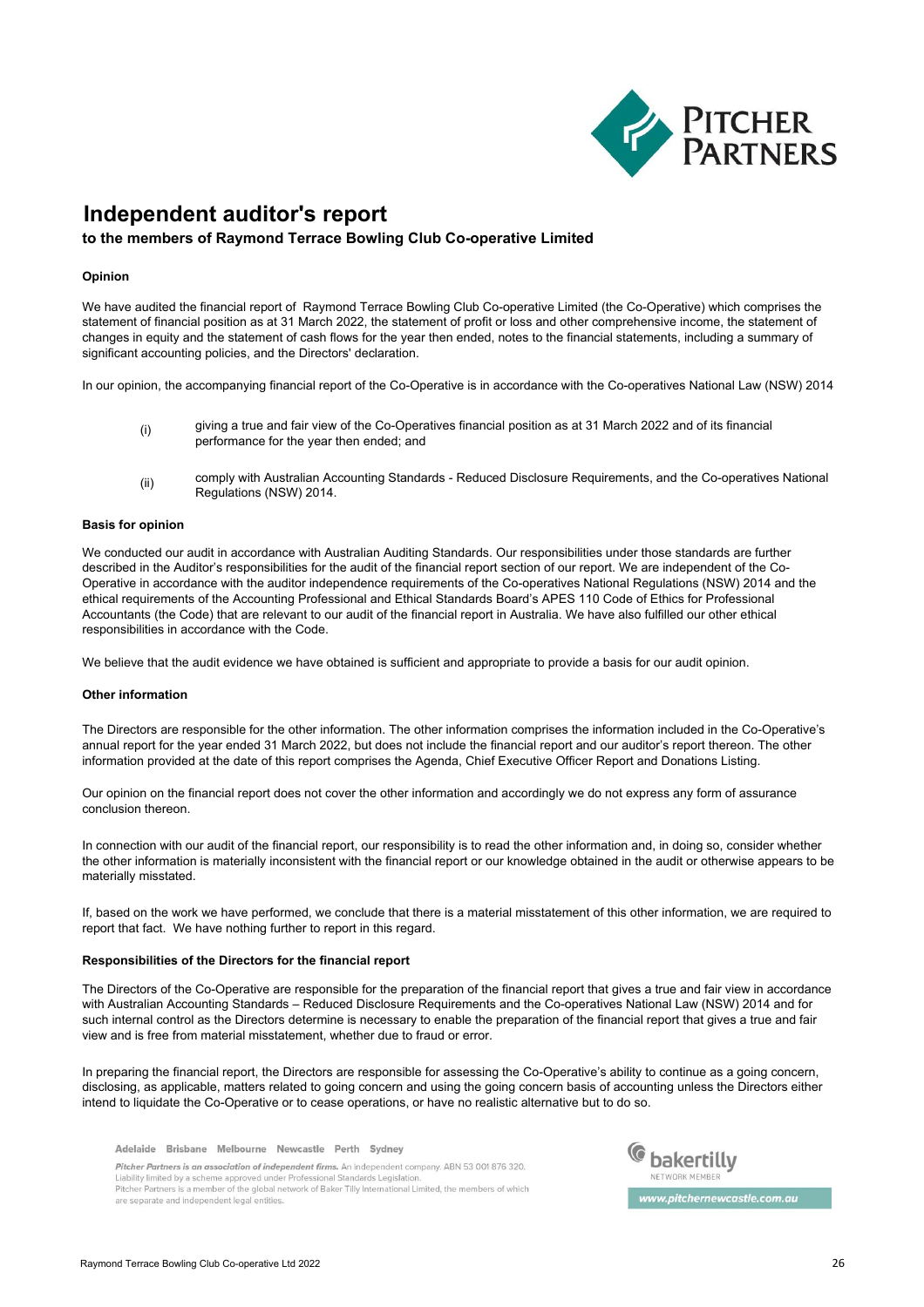# Independent auditor's report

## to the members of Raymond Terrace Bowling Club Co-operative Limited

### Opinion

We have audited the financial report of Raymond Terrace Bowling Club Co-operative Limited (the Co-Operative) which comprises the statement of financial position as at 31 March 2022, the statement of profit or loss and other comprehensive income, the statement of changes in equity and the statement of cash flows for the year then ended, notes to the financial statements, including a summary of significant accounting policies, and the Directors' declaration.

In our opinion, the accompanying financial report of the Co-Operative is in accordance with the Co-operatives National Law (NSW) 2014

(i) giving a true and fair view of the Co-Operatives financial position as at 31 March 2022 and of its financial performance for the year then ended; and

(ii) comply with Australian Accounting Standards - Reduced Disclosure Requirements, and the Co-operatives National Regulations (NSW) 2014.

### Basis for opinion

We conducted our audit in accordance with Australian Auditing Standards. Our responsibilities under those standards are further described in the Auditor's responsibilities for the audit of the financial report section of our report. We are independent of the Co-Operative in accordance with the auditor independence requirements of the Co-operatives National Regulations (NSW) 2014 and the ethical requirements of the Accounting Professional and Ethical Standards Board's APES 110 Code of Ethics for Professional Accountants (the Code) that are relevant to our audit of the financial report in Australia. We have also fulfilled our other ethical responsibilities in accordance with the Code.

We believe that the audit evidence we have obtained is sufficient and appropriate to provide a basis for our audit opinion.

### Other information

The Directors are responsible for the other information. The other information comprises the information included in the Co-Operative's annual report for the year ended 31 March 2022, but does not include the financial report and our auditor's report thereon. The other information provided at the date of this report comprises the Agenda, Chief Executive Officer Report and Donations Listing.

Our opinion on the financial report does not cover the other information and accordingly we do not express any form of assurance conclusion thereon.

In connection with our audit of the financial report, our responsibility is to read the other information and, in doing so, consider whether the other information is materially inconsistent with the financial report or our knowledge obtained in the audit or otherwise appears to be materially misstated.

If, based on the work we have performed, we conclude that there is a material misstatement of this other information, we are required to report that fact. We have nothing further to report in this regard.

### Responsibilities of the Directors for the financial report

The Directors of the Co-Operative are responsible for the preparation of the financial report that gives a true and fair view in accordance with Australian Accounting Standards – Reduced Disclosure Requirements and the Co-operatives National Law (NSW) 2014 and for such internal control as the Directors determine is necessary to enable the preparation of the financial report that gives a true and fair view and is free from material misstatement, whether due to fraud or error.

In preparing the financial report, the Directors are responsible for assessing the Co-Operative's ability to continue as a going concern, disclosing, as applicable, matters related to going concern and using the going concern basis of accounting unless the Directors either intend to liquidate the Co-Operative or to cease operations, or have no realistic alternative but to do so.

Adelaide Brisbane Melbourne Newcastle Perth Sydney

*Pitcher Partners is an association of independent firms.* An independent company. ABN 53 001 876 320. Liability limited by a scheme approved under Professional Standards Legislation. Pitcher Partners is a member of the global network of Baker Tilly International Limited, the members of which are separate and independent legal entities.

www.pitchernewcastle.com.au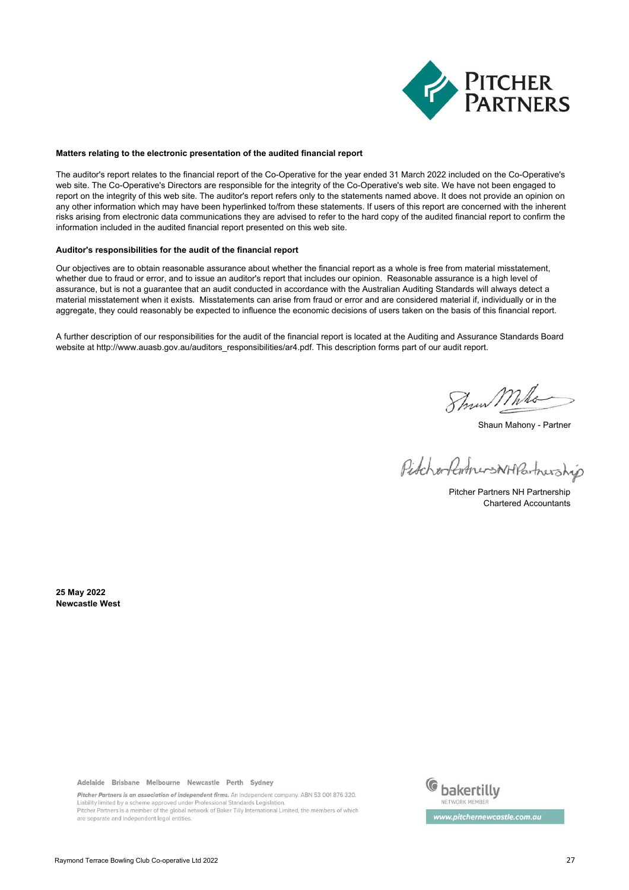**Matters relating to the electronic presentation of the audited financial report**

The auditor's report relates to the financial report of the Co-Operative for the year ended 31 March 2022 included on the Co-Operative's web site. The Co-Operative's Directors are responsible for the integrity of the Co-Operative's web site. We have not been engaged to report on the integrity of this web site. The auditor's report refers only to the statements named above. It does not provide an opinion on any other information which may have been hyperlinked to/from these statements. If users of this report are concerned with the inherent risks arising from electronic data communications they are advised to refer to the hard copy of the audited financial report to confirm the information included in the audited financial report presented on this web site.

**Auditor's responsibilities for the audit of the financial report**

Our objectives are to obtain reasonable assurance about whether the financial report as a whole is free from material misstatement, whether due to fraud or error, and to issue an auditor's report that includes our opinion. Reasonable assurance is a high level of assurance, but is not a guarantee that an audit conducted in accordance with the Australian Auditing Standards will always detect a material misstatement when it exists. Misstatements can arise from fraud or error and are considered material if, individually or in the aggregate, they could reasonably be expected to influence the economic decisions of users taken on the basis of this financial report.

A further description of our responsibilities for the audit of the financial report is located at the Auditing and Assurance Standards Board website at http://www.auasb.gov.au/auditors_responsibilities/ar4.pdf. This description forms part of our audit report.

Shaun Mahony - Partner

Pitcher Partners NH Partnership
Chartered Accountants

**25 May 2022**
**Newcastle West**

Adelaide Brisbane Melbourne Newcastle Perth Sydney

*Pitcher Partners is an association of independent firms.* An independent company. ABN 53 001 876 320.
Liability limited by a scheme approved under Professional Standards Legislation.
Pitcher Partners is a member of the global network of Baker Tilly International Limited, the members of which are separate and independent legal entities.

bakertilly NETWORK MEMBER

www.pitchernewcastle.com.au